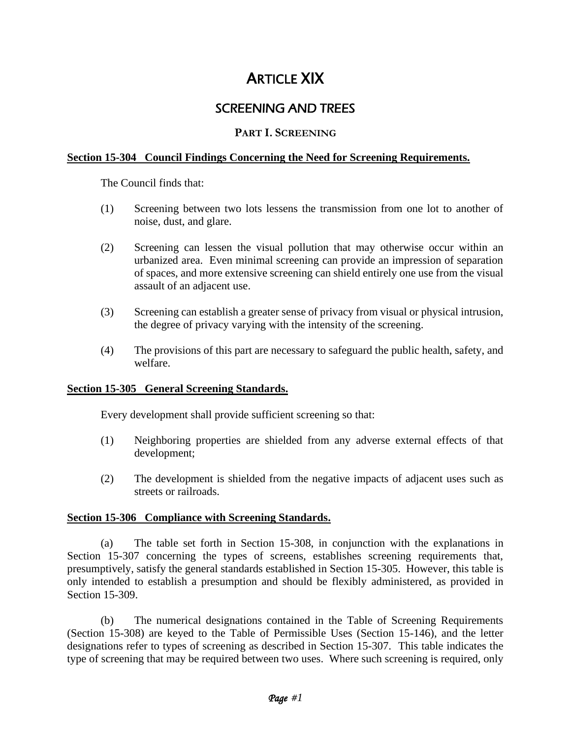# ARTICLE XIX

## SCREENING AND TREES

### PART I. SCREENING

**Section 15-304 Council Findings Concerning the Need for Screening Requirements.**

The Council finds that:

(1) Screening between two lots lessens the transmission from one lot to another of noise, dust, and glare.

(2) Screening can lessen the visual pollution that may otherwise occur within an urbanized area. Even minimal screening can provide an impression of separation of spaces, and more extensive screening can shield entirely one use from the visual assault of an adjacent use.

(3) Screening can establish a greater sense of privacy from visual or physical intrusion, the degree of privacy varying with the intensity of the screening.

(4) The provisions of this part are necessary to safeguard the public health, safety, and welfare.

**Section 15-305 General Screening Standards.**

Every development shall provide sufficient screening so that:

(1) Neighboring properties are shielded from any adverse external effects of that development;

(2) The development is shielded from the negative impacts of adjacent uses such as streets or railroads.

**Section 15-306 Compliance with Screening Standards.**

(a) The table set forth in Section 15-308, in conjunction with the explanations in Section 15-307 concerning the types of screens, establishes screening requirements that, presumptively, satisfy the general standards established in Section 15-305. However, this table is only intended to establish a presumption and should be flexibly administered, as provided in Section 15-309.

(b) The numerical designations contained in the Table of Screening Requirements (Section 15-308) are keyed to the Table of Permissible Uses (Section 15-146), and the letter designations refer to types of screening as described in Section 15-307. This table indicates the type of screening that may be required between two uses. Where such screening is required, only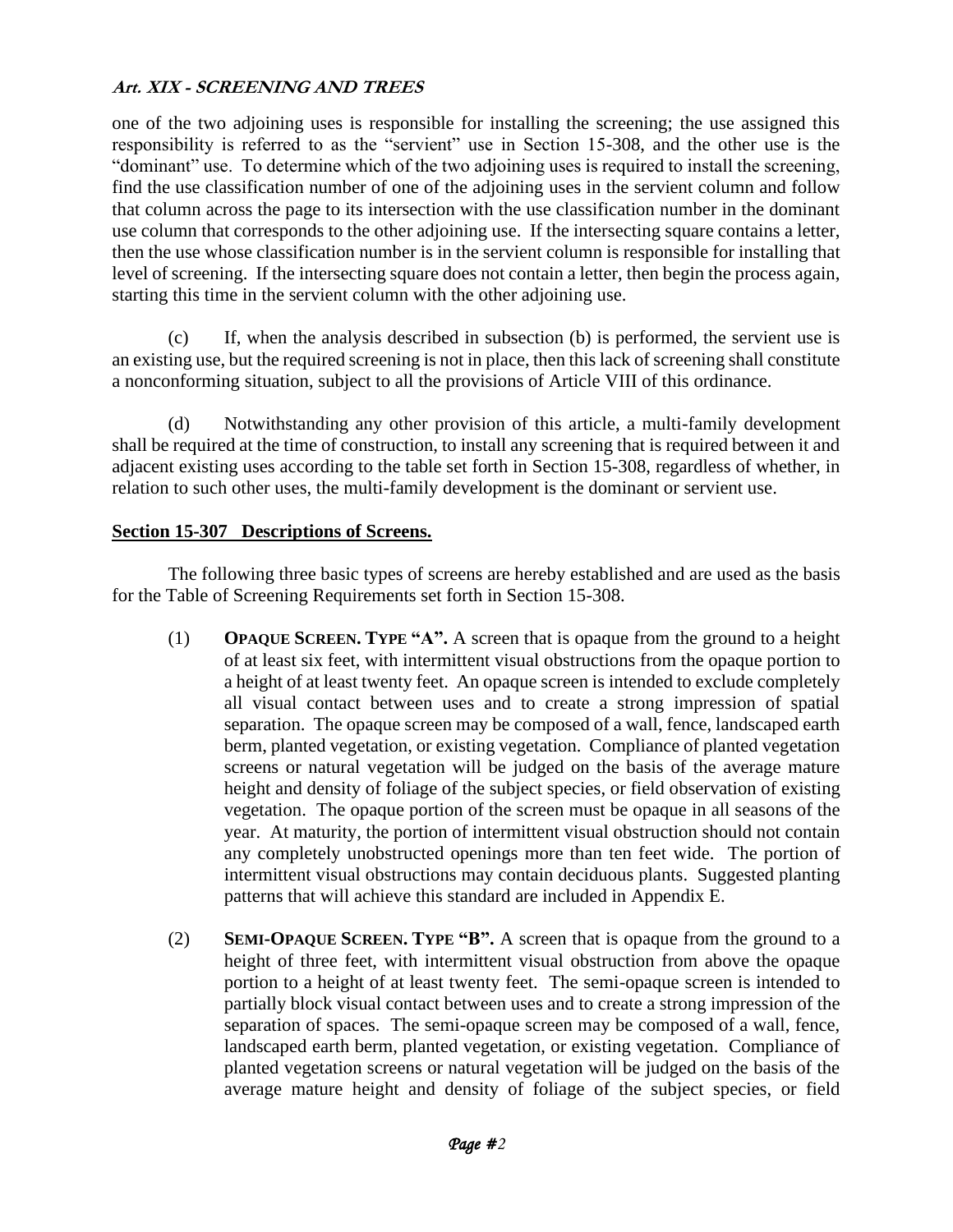one of the two adjoining uses is responsible for installing the screening; the use assigned this responsibility is referred to as the "servient" use in Section 15-308, and the other use is the "dominant" use. To determine which of the two adjoining uses is required to install the screening, find the use classification number of one of the adjoining uses in the servient column and follow that column across the page to its intersection with the use classification number in the dominant use column that corresponds to the other adjoining use. If the intersecting square contains a letter, then the use whose classification number is in the servient column is responsible for installing that level of screening. If the intersecting square does not contain a letter, then begin the process again, starting this time in the servient column with the other adjoining use.

(c) If, when the analysis described in subsection (b) is performed, the servient use is an existing use, but the required screening is not in place, then this lack of screening shall constitute a nonconforming situation, subject to all the provisions of Article VIII of this ordinance.

(d) Notwithstanding any other provision of this article, a multi-family development shall be required at the time of construction, to install any screening that is required between it and adjacent existing uses according to the table set forth in Section 15-308, regardless of whether, in relation to such other uses, the multi-family development is the dominant or servient use.

## Section 15-307 Descriptions of Screens.

The following three basic types of screens are hereby established and are used as the basis for the Table of Screening Requirements set forth in Section 15-308.

(1) **OPAQUE SCREEN. TYPE "A".** A screen that is opaque from the ground to a height of at least six feet, with intermittent visual obstructions from the opaque portion to a height of at least twenty feet. An opaque screen is intended to exclude completely all visual contact between uses and to create a strong impression of spatial separation. The opaque screen may be composed of a wall, fence, landscaped earth berm, planted vegetation, or existing vegetation. Compliance of planted vegetation screens or natural vegetation will be judged on the basis of the average mature height and density of foliage of the subject species, or field observation of existing vegetation. The opaque portion of the screen must be opaque in all seasons of the year. At maturity, the portion of intermittent visual obstruction should not contain any completely unobstructed openings more than ten feet wide. The portion of intermittent visual obstructions may contain deciduous plants. Suggested planting patterns that will achieve this standard are included in Appendix E.

(2) **SEMI-OPAQUE SCREEN. TYPE "B".** A screen that is opaque from the ground to a height of three feet, with intermittent visual obstruction from above the opaque portion to a height of at least twenty feet. The semi-opaque screen is intended to partially block visual contact between uses and to create a strong impression of the separation of spaces. The semi-opaque screen may be composed of a wall, fence, landscaped earth berm, planted vegetation, or existing vegetation. Compliance of planted vegetation screens or natural vegetation will be judged on the basis of the average mature height and density of foliage of the subject species, or field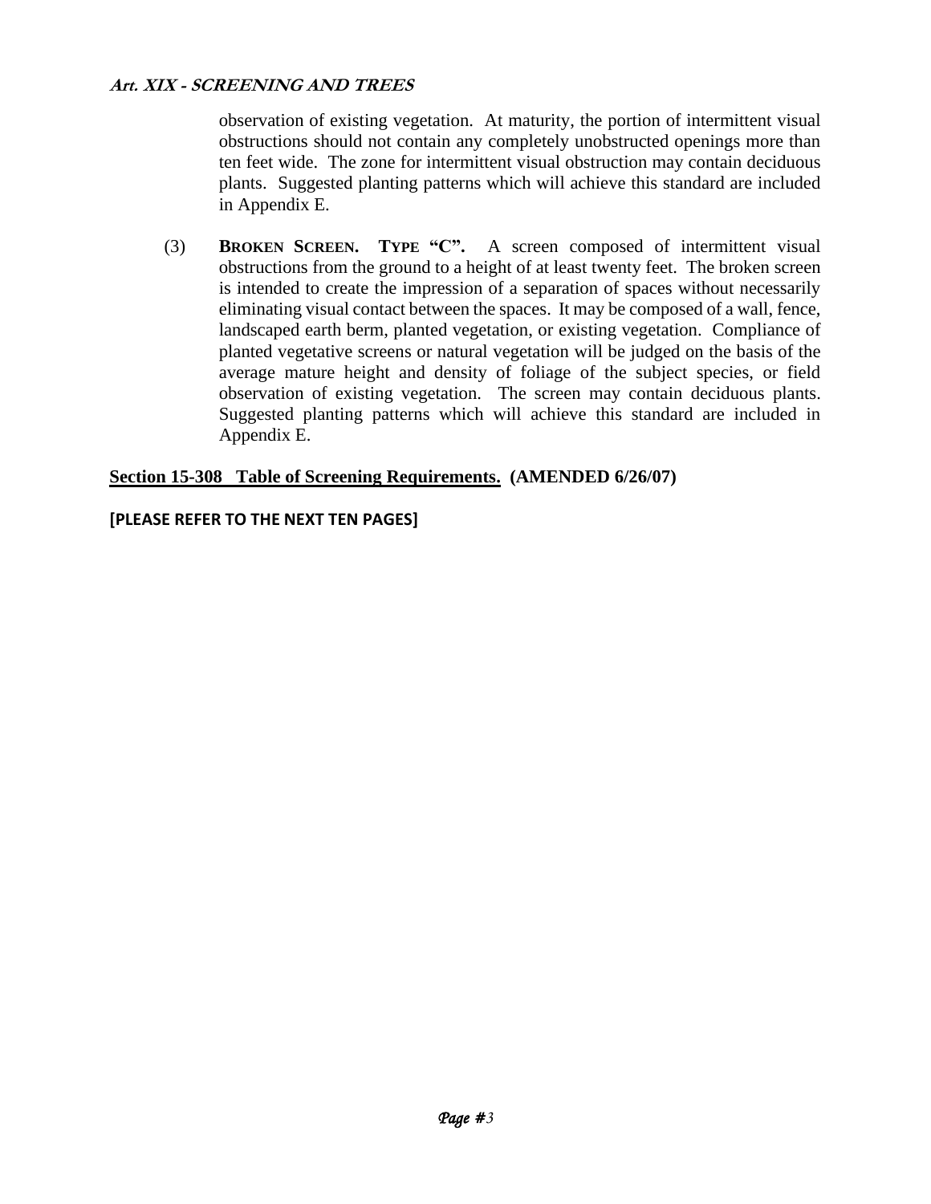observation of existing vegetation. At maturity, the portion of intermittent visual obstructions should not contain any completely unobstructed openings more than ten feet wide. The zone for intermittent visual obstruction may contain deciduous plants. Suggested planting patterns which will achieve this standard are included in Appendix E.

(3) **BROKEN SCREEN. TYPE "C".** A screen composed of intermittent visual obstructions from the ground to a height of at least twenty feet. The broken screen is intended to create the impression of a separation of spaces without necessarily eliminating visual contact between the spaces. It may be composed of a wall, fence, landscaped earth berm, planted vegetation, or existing vegetation. Compliance of planted vegetative screens or natural vegetation will be judged on the basis of the average mature height and density of foliage of the subject species, or field observation of existing vegetation. The screen may contain deciduous plants. Suggested planting patterns which will achieve this standard are included in Appendix E.

**Section 15-308 Table of Screening Requirements. (AMENDED 6/26/07)**

**[PLEASE REFER TO THE NEXT TEN PAGES]**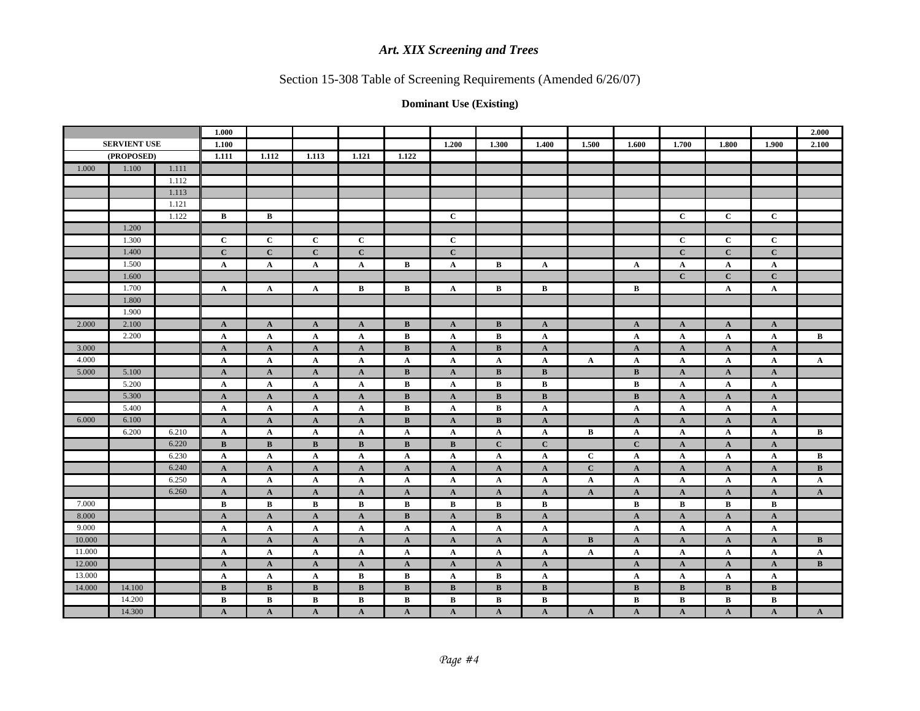# *Art. XIX Screening and Trees*

## Section 15-308 Table of Screening Requirements (Amended 6/26/07)

### Dominant Use (Existing)

| | | | 1.000 | | | | | | | | | | | | | 2.000 |
|---|---|---|---|---|---|---|---|---|---|---|---|---|---|---|---|---|
| **SERVIENT USE** | | | **1.100** | | | | | **1.200** | **1.300** | **1.400** | **1.500** | **1.600** | **1.700** | **1.800** | **1.900** | **2.100** |
| **(PROPOSED)** | | | **1.111** | **1.112** | **1.113** | **1.121** | **1.122** | | | | | | | | | |
| 1.000 | 1.100 | 1.111 | | | | | | | | | | | | | | |
| | | 1.112 | | | | | | | | | | | | | | |
| | | 1.113 | | | | | | | | | | | | | | |
| | | 1.121 | | | | | | | | | | | | | | |
| | | 1.122 | B | B | | | | C | | | | | C | C | C | |
| | 1.200 | | | | | | | | | | | | | | | |
| | 1.300 | | C | C | C | C | | C | | | | | C | C | C | |
| | 1.400 | | C | C | C | C | | C | | | | | C | C | C | |
| | 1.500 | | A | A | A | A | B | A | B | A | | A | A | A | A | |
| | 1.600 | | | | | | | | | | | | C | C | C | |
| | 1.700 | | A | A | A | B | B | A | B | B | | B | | A | A | |
| | 1.800 | | | | | | | | | | | | | | | |
| | 1.900 | | | | | | | | | | | | | | | |
| 2.000 | 2.100 | | A | A | A | A | B | A | B | A | | A | A | A | A | |
| | 2.200 | | A | A | A | A | B | A | B | A | | A | A | A | A | B |
| 3.000 | | | A | A | A | A | B | A | B | A | | A | A | A | A | |
| 4.000 | | | A | A | A | A | A | A | A | A | A | A | A | A | A | A |
| 5.000 | 5.100 | | A | A | A | A | B | A | B | B | | B | A | A | A | |
| | 5.200 | | A | A | A | A | B | A | B | B | | B | A | A | A | |
| | 5.300 | | A | A | A | A | B | A | B | B | | B | A | A | A | |
| | 5.400 | | A | A | A | A | B | A | B | A | | A | A | A | A | |
| 6.000 | 6.100 | | A | A | A | A | B | A | B | A | | A | A | A | A | |
| | 6.200 | 6.210 | A | A | A | A | A | A | A | A | B | A | A | A | A | B |
| | | 6.220 | B | B | B | B | B | B | C | C | | C | A | A | A | |
| | | 6.230 | A | A | A | A | A | A | A | A | C | A | A | A | A | B |
| | | 6.240 | A | A | A | A | A | A | A | A | C | A | A | A | A | B |
| | | 6.250 | A | A | A | A | A | A | A | A | A | A | A | A | A | A |
| | | 6.260 | A | A | A | A | A | A | A | A | A | A | A | A | A | A |
| 7.000 | | | B | B | B | B | B | B | B | B | | B | B | B | B | |
| 8.000 | | | A | A | A | A | B | A | B | A | | A | A | A | A | |
| 9.000 | | | A | A | A | A | A | A | A | A | | A | A | A | A | |
| 10.000 | | | A | A | A | A | A | A | A | A | B | A | A | A | A | B |
| 11.000 | | | A | A | A | A | A | A | A | A | A | A | A | A | A | A |
| 12.000 | | | A | A | A | A | A | A | A | A | | A | A | A | A | B |
| 13.000 | | | A | A | A | B | B | A | B | A | | A | A | A | A | |
| 14.000 | 14.100 | | B | B | B | B | B | B | B | B | | B | B | B | B | |
| | 14.200 | | B | B | B | B | B | B | B | B | | B | B | B | B | |
| | 14.300 | | A | A | A | A | A | A | A | A | A | A | A | A | A | A |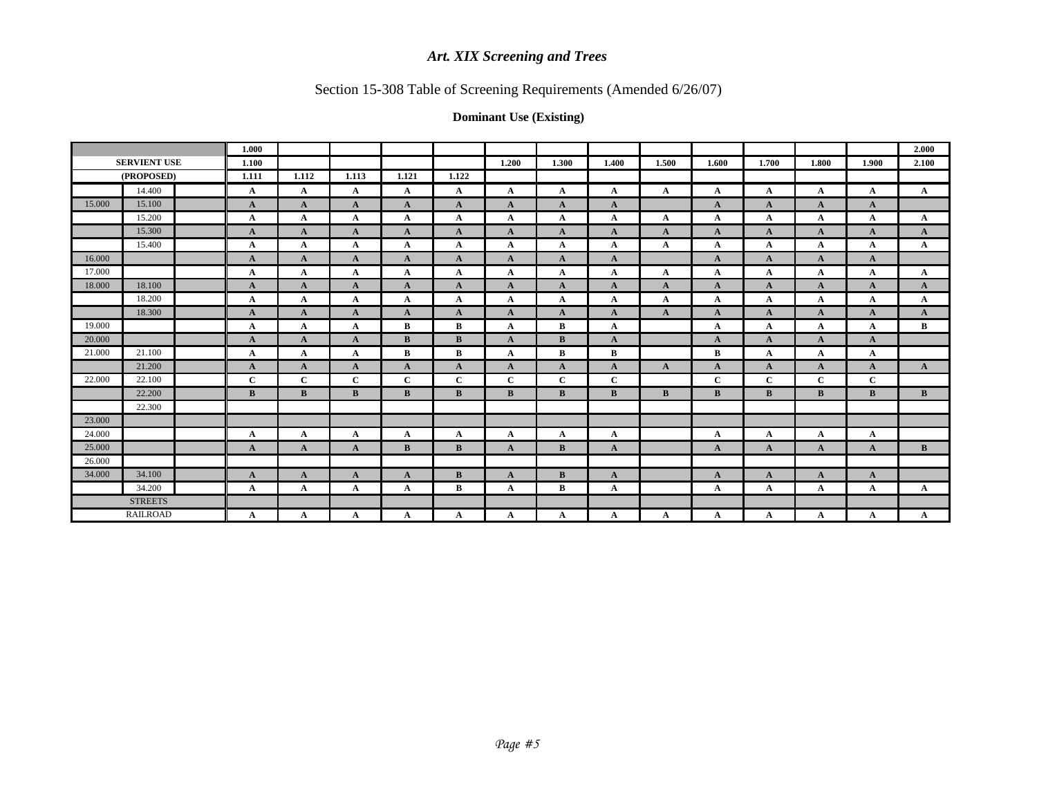# *Art. XIX Screening and Trees*

## Section 15-308 Table of Screening Requirements (Amended 6/26/07)

### Dominant Use (Existing)

| | | | **1.000** | | | | | | | | | | | | | **2.000** |
|---|---|---|---|---|---|---|---|---|---|---|---|---|---|---|---|---|
| | **SERVIENT USE** | | **1.100** | | | | | **1.200** | **1.300** | **1.400** | **1.500** | **1.600** | **1.700** | **1.800** | **1.900** | **2.100** |
| | **(PROPOSED)** | | **1.111** | **1.112** | **1.113** | **1.121** | **1.122** | | | | | | | | | |
| | 14.400 | | **A** | **A** | **A** | **A** | **A** | **A** | **A** | **A** | **A** | **A** | **A** | **A** | **A** | **A** |
| 15.000 | 15.100 | | **A** | **A** | **A** | **A** | **A** | **A** | **A** | **A** | | **A** | **A** | **A** | **A** | |
| | 15.200 | | **A** | **A** | **A** | **A** | **A** | **A** | **A** | **A** | **A** | **A** | **A** | **A** | **A** | **A** |
| | 15.300 | | **A** | **A** | **A** | **A** | **A** | **A** | **A** | **A** | **A** | **A** | **A** | **A** | **A** | **A** |
| | 15.400 | | **A** | **A** | **A** | **A** | **A** | **A** | **A** | **A** | **A** | **A** | **A** | **A** | **A** | **A** |
| 16.000 | | | **A** | **A** | **A** | **A** | **A** | **A** | **A** | **A** | | **A** | **A** | **A** | **A** | |
| 17.000 | | | **A** | **A** | **A** | **A** | **A** | **A** | **A** | **A** | **A** | **A** | **A** | **A** | **A** | **A** |
| 18.000 | 18.100 | | **A** | **A** | **A** | **A** | **A** | **A** | **A** | **A** | **A** | **A** | **A** | **A** | **A** | **A** |
| | 18.200 | | **A** | **A** | **A** | **A** | **A** | **A** | **A** | **A** | **A** | **A** | **A** | **A** | **A** | **A** |
| | 18.300 | | **A** | **A** | **A** | **A** | **A** | **A** | **A** | **A** | **A** | **A** | **A** | **A** | **A** | **A** |
| 19.000 | | | **A** | **A** | **A** | **B** | **B** | **A** | **B** | **A** | | **A** | **A** | **A** | **A** | **B** |
| 20.000 | | | **A** | **A** | **A** | **B** | **B** | **A** | **B** | **A** | | **A** | **A** | **A** | **A** | |
| 21.000 | 21.100 | | **A** | **A** | **A** | **B** | **B** | **A** | **B** | **B** | | **B** | **A** | **A** | **A** | |
| | 21.200 | | **A** | **A** | **A** | **A** | **A** | **A** | **A** | **A** | **A** | **A** | **A** | **A** | **A** | **A** |
| 22.000 | 22.100 | | **C** | **C** | **C** | **C** | **C** | **C** | **C** | **C** | | **C** | **C** | **C** | **C** | |
| | 22.200 | | **B** | **B** | **B** | **B** | **B** | **B** | **B** | **B** | **B** | **B** | **B** | **B** | **B** | **B** |
| | 22.300 | | | | | | | | | | | | | | | |
| 23.000 | | | | | | | | | | | | | | | | |
| 24.000 | | | **A** | **A** | **A** | **A** | **A** | **A** | **A** | **A** | | **A** | **A** | **A** | **A** | |
| 25.000 | | | **A** | **A** | **A** | **B** | **B** | **A** | **B** | **A** | | **A** | **A** | **A** | **A** | **B** |
| 26.000 | | | | | | | | | | | | | | | | |
| 34.000 | 34.100 | | **A** | **A** | **A** | **A** | **B** | **A** | **B** | **A** | | **A** | **A** | **A** | **A** | |
| | 34.200 | | **A** | **A** | **A** | **A** | **B** | **A** | **B** | **A** | | **A** | **A** | **A** | **A** | **A** |
| | STREETS | | | | | | | | | | | | | | | |
| | RAILROAD | | **A** | **A** | **A** | **A** | **A** | **A** | **A** | **A** | **A** | **A** | **A** | **A** | **A** | **A** |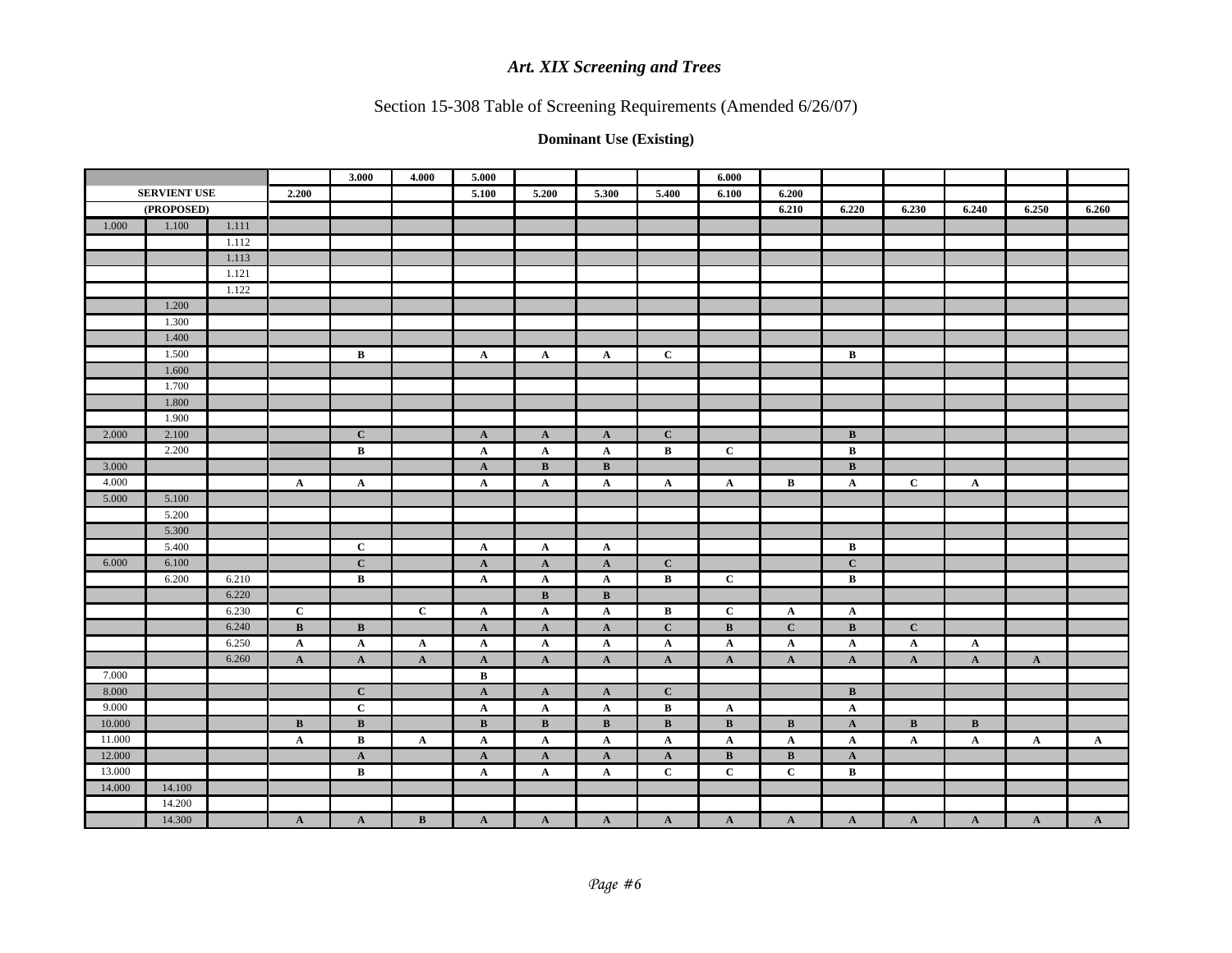## Art. XIX Screening and Trees

### Section 15-308 Table of Screening Requirements (Amended 6/26/07)

**Dominant Use (Existing)**

| | | | | | | | | | | | | | | | | |
|---|---|---|---|---|---|---|---|---|---|---|---|---|---|---|---|---|
| | | | | **3.000** | **4.000** | **5.000** | | | | **6.000** | | | | | | |
| **SERVIENT USE** | | | **2.200** | | | **5.100** | **5.200** | **5.300** | **5.400** | **6.100** | **6.200** | | | | | |
| **(PROPOSED)** | | | | | | | | | | | **6.210** | **6.220** | **6.230** | **6.240** | **6.250** | **6.260** |
| 1.000 | 1.100 | 1.111 | | | | | | | | | | | | | | |
| | | 1.112 | | | | | | | | | | | | | | |
| | | 1.113 | | | | | | | | | | | | | | |
| | | 1.121 | | | | | | | | | | | | | | |
| | | 1.122 | | | | | | | | | | | | | | |
| | 1.200 | | | | | | | | | | | | | | | |
| | 1.300 | | | | | | | | | | | | | | | |
| | 1.400 | | | | | | | | | | | | | | | |
| | 1.500 | | | **B** | | **A** | **A** | **A** | **C** | | | **B** | | | | |
| | 1.600 | | | | | | | | | | | | | | | |
| | 1.700 | | | | | | | | | | | | | | | |
| | 1.800 | | | | | | | | | | | | | | | |
| | 1.900 | | | | | | | | | | | | | | | |
| 2.000 | 2.100 | | | **C** | | **A** | **A** | **A** | **C** | | | **B** | | | | |
| | 2.200 | | | **B** | | **A** | **A** | **A** | **B** | **C** | | **B** | | | | |
| 3.000 | | | | | | **A** | **B** | **B** | | | | **B** | | | | |
| 4.000 | | | **A** | **A** | | **A** | **A** | **A** | **A** | **A** | **B** | **A** | **C** | **A** | | |
| 5.000 | 5.100 | | | | | | | | | | | | | | | |
| | 5.200 | | | | | | | | | | | | | | | |
| | 5.300 | | | | | | | | | | | | | | | |
| | 5.400 | | | **C** | | **A** | **A** | **A** | | | | **B** | | | | |
| 6.000 | 6.100 | | | **C** | | **A** | **A** | **A** | **C** | | | **C** | | | | |
| | 6.200 | 6.210 | | **B** | | **A** | **A** | **A** | **B** | **C** | | **B** | | | | |
| | | 6.220 | | | | | **B** | **B** | | | | | | | | |
| | | 6.230 | **C** | | **C** | **A** | **A** | **A** | **B** | **C** | **A** | **A** | | | | |
| | | 6.240 | **B** | **B** | | **A** | **A** | **A** | **C** | **B** | **C** | **B** | **C** | | | |
| | | 6.250 | **A** | **A** | **A** | **A** | **A** | **A** | **A** | **A** | **A** | **A** | **A** | **A** | | |
| | | 6.260 | **A** | **A** | **A** | **A** | **A** | **A** | **A** | **A** | **A** | **A** | **A** | **A** | **A** | |
| 7.000 | | | | | | **B** | | | | | | | | | | |
| 8.000 | | | | **C** | | **A** | **A** | **A** | **C** | | | **B** | | | | |
| 9.000 | | | | **C** | | **A** | **A** | **A** | **B** | **A** | | **A** | | | | |
| 10.000 | | | **B** | **B** | | **B** | **B** | **B** | **B** | **B** | **B** | **A** | **B** | **B** | | |
| 11.000 | | | **A** | **B** | **A** | **A** | **A** | **A** | **A** | **A** | **A** | **A** | **A** | **A** | **A** | **A** |
| 12.000 | | | | **A** | | **A** | **A** | **A** | **A** | **B** | **B** | **A** | | | | |
| 13.000 | | | | **B** | | **A** | **A** | **A** | **C** | **C** | **C** | **B** | | | | |
| 14.000 | 14.100 | | | | | | | | | | | | | | | |
| | 14.200 | | | | | | | | | | | | | | | |
| | 14.300 | | **A** | **A** | **B** | **A** | **A** | **A** | **A** | **A** | **A** | **A** | **A** | **A** | **A** | **A** |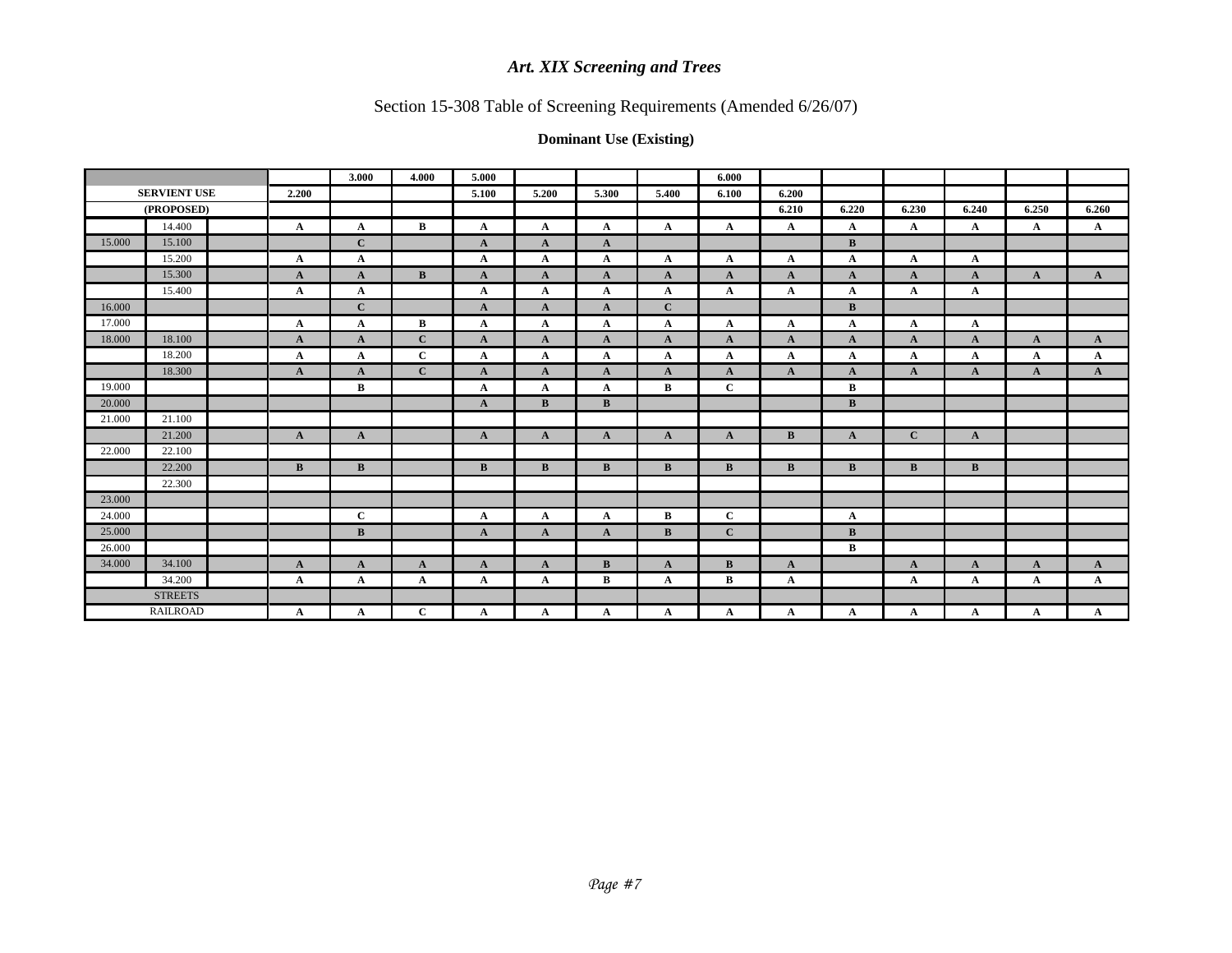# *Art. XIX Screening and Trees*

## Section 15-308 Table of Screening Requirements (Amended 6/26/07)

### Dominant Use (Existing)

| | | | | 3.000 | 4.000 | 5.000 | | | | 6.000 | | | | | | |
|---|---|---|---|---|---|---|---|---|---|---|---|---|---|---|---|---|
| **SERVIENT USE** | | | **2.200** | | | **5.100** | **5.200** | **5.300** | **5.400** | **6.100** | **6.200** | | | | | |
| **(PROPOSED)** | | | | | | | | | | | **6.210** | **6.220** | **6.230** | **6.240** | **6.250** | **6.260** |
| | 14.400 | | A | A | B | A | A | A | A | A | A | A | A | A | A | A |
| 15.000 | 15.100 | | | C | | A | A | A | | | | B | | | | |
| | 15.200 | | A | A | | A | A | A | A | A | A | A | A | A | | |
| | 15.300 | | A | A | B | A | A | A | A | A | A | A | A | A | A | A |
| | 15.400 | | A | A | | A | A | A | A | A | A | A | A | A | | |
| 16.000 | | | | C | | A | A | A | C | | | B | | | | |
| 17.000 | | | A | A | B | A | A | A | A | A | A | A | A | A | | |
| 18.000 | 18.100 | | A | A | C | A | A | A | A | A | A | A | A | A | A | A |
| | 18.200 | | A | A | C | A | A | A | A | A | A | A | A | A | A | A |
| | 18.300 | | A | A | C | A | A | A | A | A | A | A | A | A | A | A |
| 19.000 | | | | B | | A | A | A | B | C | | B | | | | |
| 20.000 | | | | | | A | B | B | | | | B | | | | |
| 21.000 | 21.100 | | | | | | | | | | | | | | | |
| | 21.200 | | A | A | | A | A | A | A | A | B | A | C | A | | |
| 22.000 | 22.100 | | | | | | | | | | | | | | | |
| | 22.200 | | B | B | | B | B | B | B | B | B | B | B | B | | |
| | 22.300 | | | | | | | | | | | | | | | |
| 23.000 | | | | | | | | | | | | | | | | |
| 24.000 | | | | C | | A | A | A | B | C | | A | | | | |
| 25.000 | | | | B | | A | A | A | B | C | | B | | | | |
| 26.000 | | | | | | | | | | | | B | | | | |
| 34.000 | 34.100 | | A | A | A | A | A | B | A | B | A | | A | A | A | A |
| | 34.200 | | A | A | A | A | A | B | A | B | A | | A | A | A | A |
| STREETS | | | | | | | | | | | | | | | | |
| RAILROAD | | | A | A | C | A | A | A | A | A | A | A | A | A | A | A |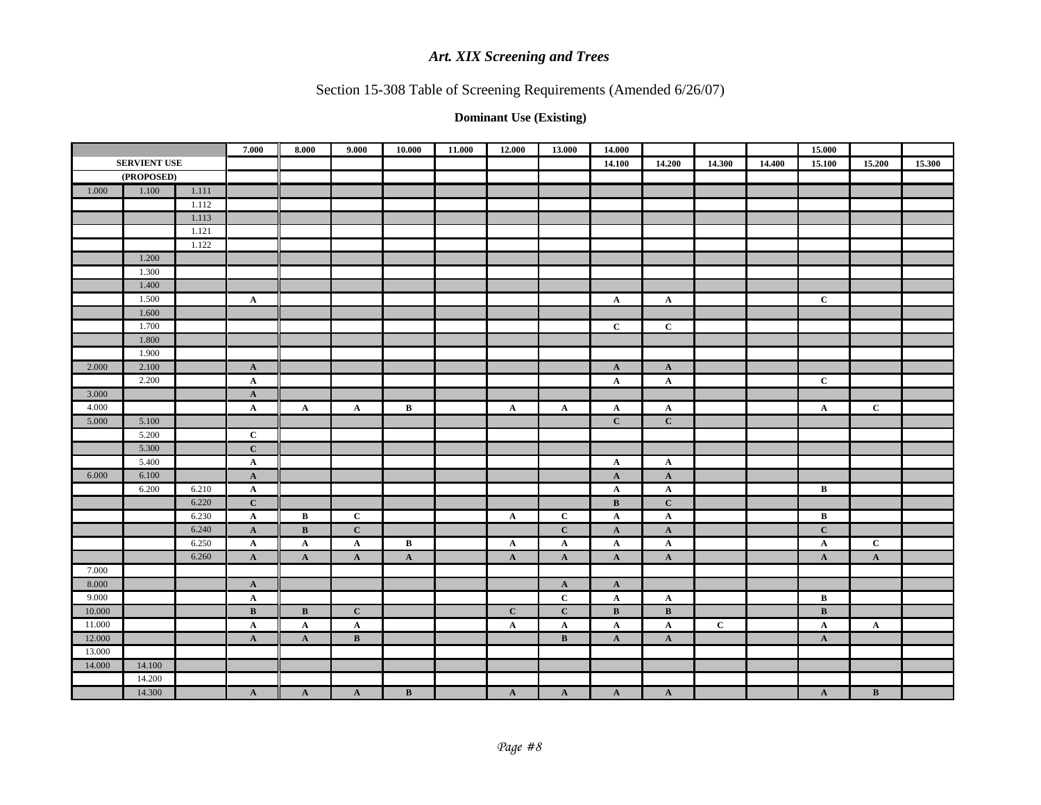## Art. XIX Screening and Trees

Section 15-308 Table of Screening Requirements (Amended 6/26/07)

**Dominant Use (Existing)**

| | | | 7.000 | 8.000 | 9.000 | 10.000 | 11.000 | 12.000 | 13.000 | 14.000 | | | | 15.000 | | |
|---|---|---|---|---|---|---|---|---|---|---|---|---|---|---|---|---|
| **SERVIENT USE** | | | | | | | | | | 14.100 | 14.200 | 14.300 | 14.400 | 15.100 | 15.200 | 15.300 |
| **(PROPOSED)** | | | | | | | | | | | | | | | | |
| 1.000 | 1.100 | 1.111 | | | | | | | | | | | | | | |
| | | 1.112 | | | | | | | | | | | | | | |
| | | 1.113 | | | | | | | | | | | | | | |
| | | 1.121 | | | | | | | | | | | | | | |
| | | 1.122 | | | | | | | | | | | | | | |
| | 1.200 | | | | | | | | | | | | | | | |
| | 1.300 | | | | | | | | | | | | | | | |
| | 1.400 | | | | | | | | | | | | | | | |
| | 1.500 | | A | | | | | | | A | A | | | C | | |
| | 1.600 | | | | | | | | | | | | | | | |
| | 1.700 | | | | | | | | | C | C | | | | | |
| | 1.800 | | | | | | | | | | | | | | | |
| | 1.900 | | | | | | | | | | | | | | | |
| 2.000 | 2.100 | | A | | | | | | | A | A | | | | | |
| | 2.200 | | A | | | | | | | A | A | | | C | | |
| 3.000 | | | A | | | | | | | | | | | | | |
| 4.000 | | | A | A | A | B | | A | A | A | A | | | A | C | |
| 5.000 | 5.100 | | | | | | | | | C | C | | | | | |
| | 5.200 | | C | | | | | | | | | | | | | |
| | 5.300 | | C | | | | | | | | | | | | | |
| | 5.400 | | A | | | | | | | A | A | | | | | |
| 6.000 | 6.100 | | A | | | | | | | A | A | | | | | |
| | 6.200 | 6.210 | A | | | | | | | A | A | | | B | | |
| | | 6.220 | C | | | | | | | B | C | | | | | |
| | | 6.230 | A | B | C | | | A | C | A | A | | | B | | |
| | | 6.240 | A | B | C | | | | C | A | A | | | C | | |
| | | 6.250 | A | A | A | B | | A | A | A | A | | | A | C | |
| | | 6.260 | A | A | A | A | | A | A | A | A | | | A | A | |
| 7.000 | | | | | | | | | | | | | | | | |
| 8.000 | | | A | | | | | | A | A | | | | | | |
| 9.000 | | | A | | | | | | C | A | A | | | B | | |
| 10.000 | | | B | B | C | | | C | C | B | B | | | B | | |
| 11.000 | | | A | A | A | | | A | A | A | A | C | | A | A | |
| 12.000 | | | A | A | B | | | | B | A | A | | | A | | |
| 13.000 | | | | | | | | | | | | | | | | |
| 14.000 | 14.100 | | | | | | | | | | | | | | | |
| | 14.200 | | | | | | | | | | | | | | | |
| | 14.300 | | A | A | A | B | | A | A | A | A | | | A | B | |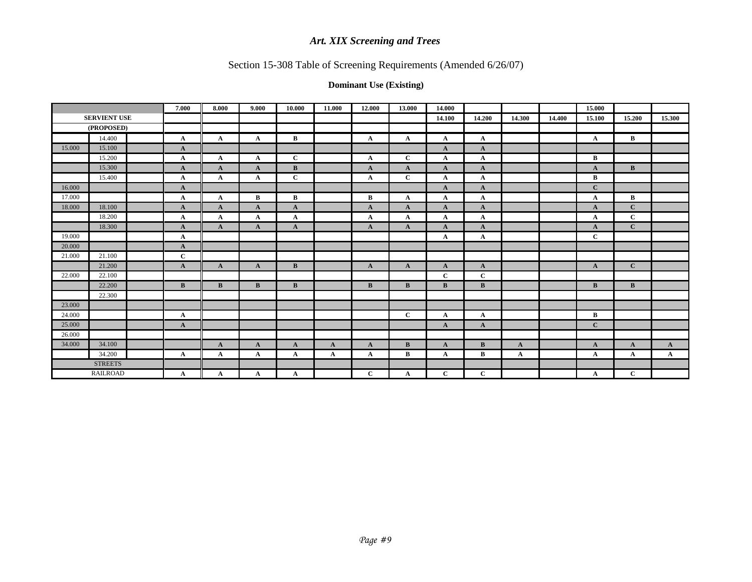# *Art. XIX Screening and Trees*

## Section 15-308 Table of Screening Requirements (Amended 6/26/07)

### Dominant Use (Existing)

| | | | 7.000 | 8.000 | 9.000 | 10.000 | 11.000 | 12.000 | 13.000 | 14.000 | | | | 15.000 | | |
|---|---|---|---|---|---|---|---|---|---|---|---|---|---|---|---|---|
| **SERVIENT USE** | | | | | | | | | | 14.100 | 14.200 | 14.300 | 14.400 | 15.100 | 15.200 | 15.300 |
| **(PROPOSED)** | | | | | | | | | | | | | | | | |
| | 14.400 | | A | A | A | B | | A | A | A | A | | | A | B | |
| 15.000 | 15.100 | | A | | | | | | | A | A | | | | | |
| | 15.200 | | A | A | A | C | | A | C | A | A | | | B | | |
| | 15.300 | | A | A | A | B | | A | A | A | A | | | A | B | |
| | 15.400 | | A | A | A | C | | A | C | A | A | | | B | | |
| 16.000 | | | A | | | | | | | A | A | | | C | | |
| 17.000 | | | A | A | B | B | | B | A | A | A | | | A | B | |
| 18.000 | 18.100 | | A | A | A | A | | A | A | A | A | | | A | C | |
| | 18.200 | | A | A | A | A | | A | A | A | A | | | A | C | |
| | 18.300 | | A | A | A | A | | A | A | A | A | | | A | C | |
| 19.000 | | | A | | | | | | | A | A | | | C | | |
| 20.000 | | | A | | | | | | | | | | | | | |
| 21.000 | 21.100 | | C | | | | | | | | | | | | | |
| | 21.200 | | A | A | A | B | | A | A | A | A | | | A | C | |
| 22.000 | 22.100 | | | | | | | | | C | C | | | | | |
| | 22.200 | | B | B | B | B | | B | B | B | B | | | B | B | |
| | 22.300 | | | | | | | | | | | | | | | |
| 23.000 | | | | | | | | | | | | | | | | |
| 24.000 | | | A | | | | | | C | A | A | | | B | | |
| 25.000 | | | A | | | | | | | A | A | | | C | | |
| 26.000 | | | | | | | | | | | | | | | | |
| 34.000 | 34.100 | | | A | A | A | A | A | B | A | B | A | | A | A | A |
| | 34.200 | | A | A | A | A | A | A | B | A | B | A | | A | A | A |
| STREETS | | | | | | | | | | | | | | | | |
| RAILROAD | | | A | A | A | A | | C | A | C | C | | | A | C | |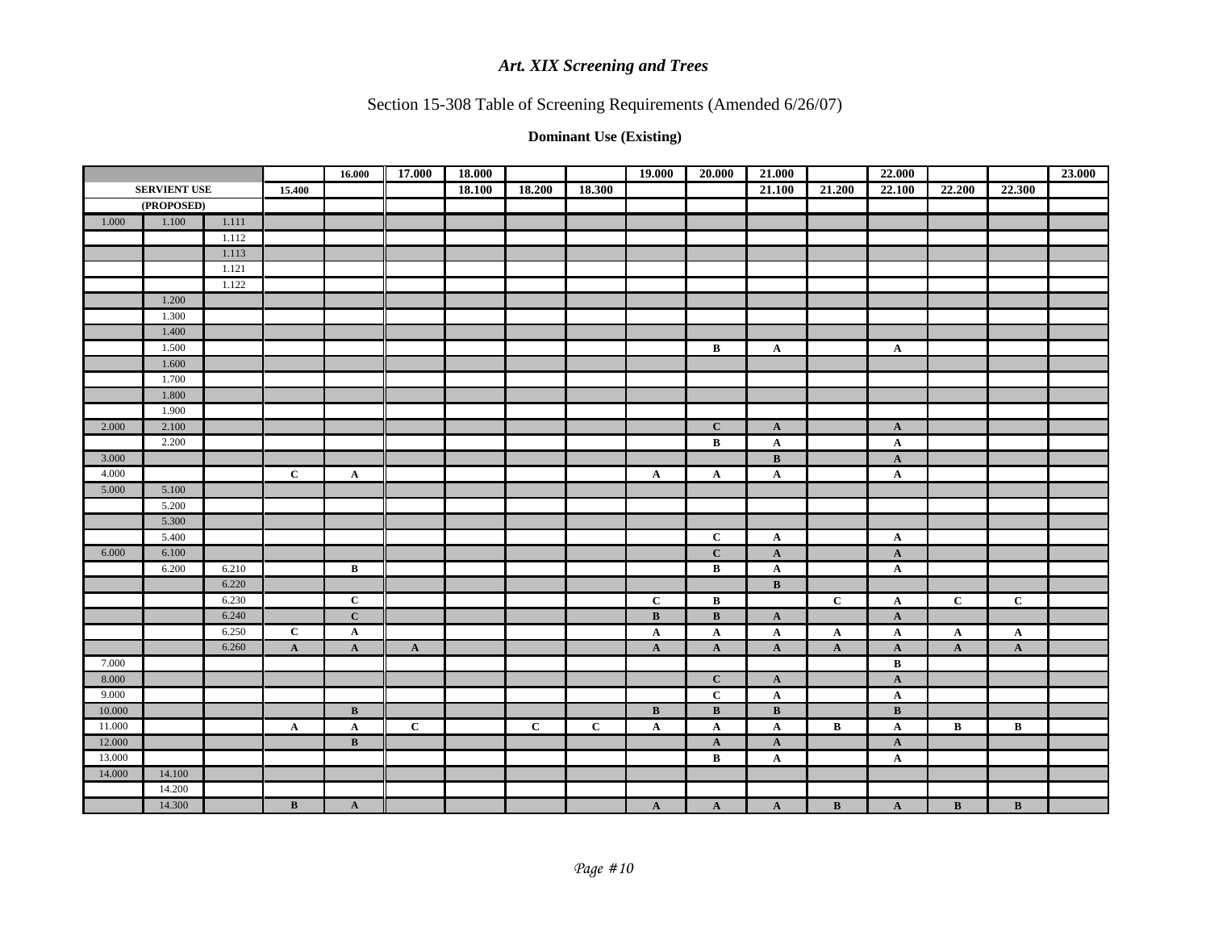# *Art. XIX Screening and Trees*

## Section 15-308 Table of Screening Requirements (Amended 6/26/07)

### Dominant Use (Existing)

| | | | | 16.000 | 17.000 | 18.000 | | | 19.000 | 20.000 | 21.000 | | 22.000 | | | 23.000 |
|---|---|---|---|---|---|---|---|---|---|---|---|---|---|---|---|---|
| **SERVIENT USE** | | | 15.400 | | | 18.100 | 18.200 | 18.300 | | | 21.100 | 21.200 | 22.100 | 22.200 | 22.300 | |
| **(PROPOSED)** | | | | | | | | | | | | | | | | |
| 1.000 | 1.100 | 1.111 | | | | | | | | | | | | | | |
| | | 1.112 | | | | | | | | | | | | | | |
| | | 1.113 | | | | | | | | | | | | | | |
| | | 1.121 | | | | | | | | | | | | | | |
| | | 1.122 | | | | | | | | | | | | | | |
| | 1.200 | | | | | | | | | | | | | | | |
| | 1.300 | | | | | | | | | | | | | | | |
| | 1.400 | | | | | | | | | | | | | | | |
| | 1.500 | | | | | | | | | B | A | | A | | | |
| | 1.600 | | | | | | | | | | | | | | | |
| | 1.700 | | | | | | | | | | | | | | | |
| | 1.800 | | | | | | | | | | | | | | | |
| | 1.900 | | | | | | | | | | | | | | | |
| 2.000 | 2.100 | | | | | | | | | C | A | | A | | | |
| | 2.200 | | | | | | | | | B | A | | A | | | |
| 3.000 | | | | | | | | | | | B | | A | | | |
| 4.000 | | | C | A | | | | | A | A | A | | A | | | |
| 5.000 | 5.100 | | | | | | | | | | | | | | | |
| | 5.200 | | | | | | | | | | | | | | | |
| | 5.300 | | | | | | | | | | | | | | | |
| | 5.400 | | | | | | | | | C | A | | A | | | |
| 6.000 | 6.100 | | | | | | | | | C | A | | A | | | |
| | 6.200 | 6.210 | | B | | | | | | B | A | | A | | | |
| | | 6.220 | | | | | | | | | B | | | | | |
| | | 6.230 | | C | | | | | C | B | | C | A | C | C | |
| | | 6.240 | | C | | | | | B | B | A | | A | | | |
| | | 6.250 | C | A | | | | | A | A | A | A | A | A | A | |
| | | 6.260 | A | A | A | | | | A | A | A | A | A | A | A | |
| 7.000 | | | | | | | | | | | | | B | | | |
| 8.000 | | | | | | | | | | C | A | | A | | | |
| 9.000 | | | | | | | | | | C | A | | A | | | |
| 10.000 | | | | B | | | | | B | B | B | | B | | | |
| 11.000 | | | A | A | C | | C | C | A | A | A | B | A | B | B | |
| 12.000 | | | | B | | | | | | A | A | | A | | | |
| 13.000 | | | | | | | | | | B | A | | A | | | |
| 14.000 | 14.100 | | | | | | | | | | | | | | | |
| | 14.200 | | | | | | | | | | | | | | | |
| | 14.300 | | B | A | | | | | A | A | A | B | A | B | B | |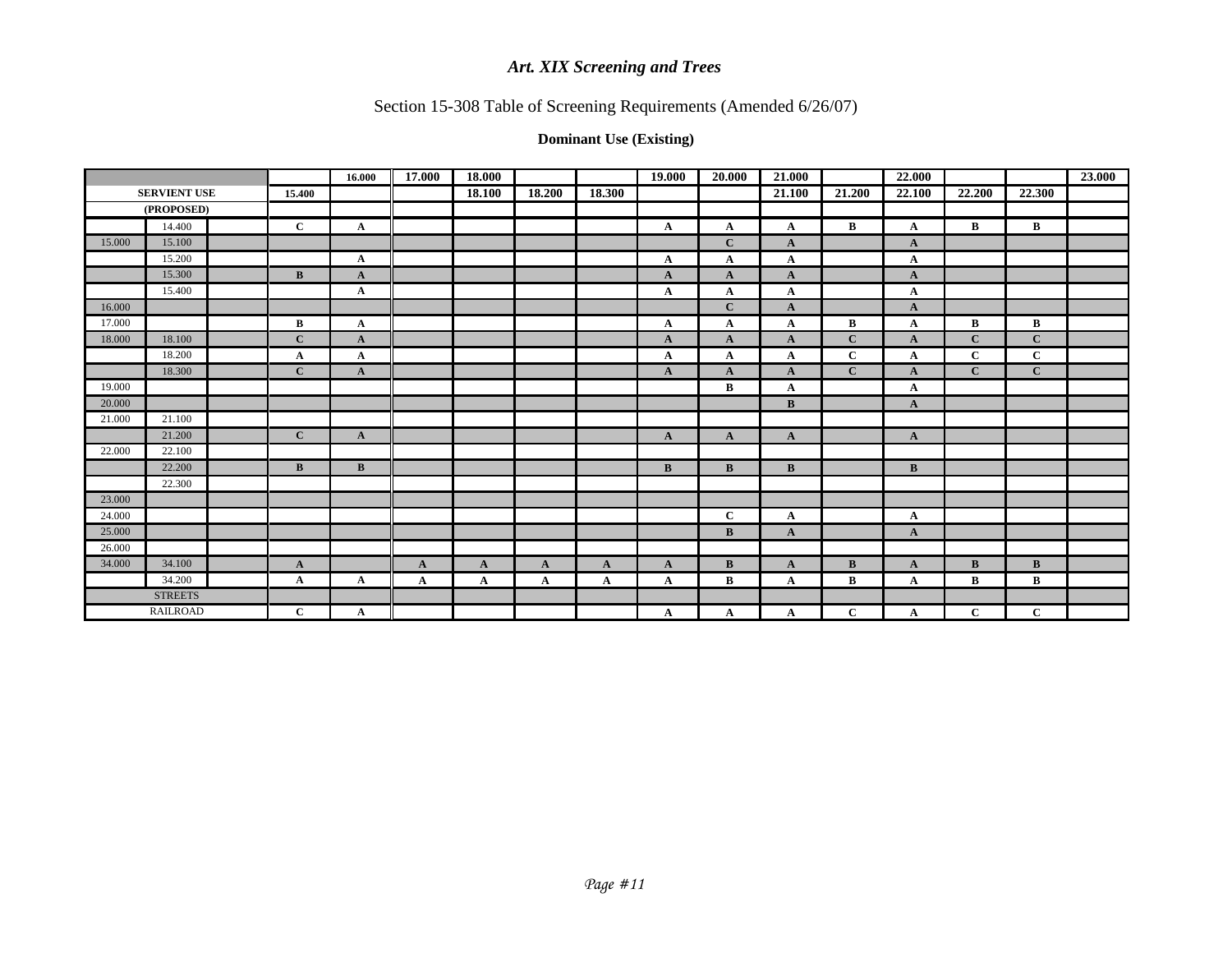### *Art. XIX Screening and Trees*

Section 15-308 Table of Screening Requirements (Amended 6/26/07)

**Dominant Use (Existing)**

| | | | | **16.000** | **17.000** | **18.000** | | | **19.000** | **20.000** | **21.000** | | **22.000** | | | **23.000** |
|---|---|---|---|---|---|---|---|---|---|---|---|---|---|---|---|---|
| **SERVIENT USE** | | | **15.400** | | | **18.100** | **18.200** | **18.300** | | | **21.100** | **21.200** | **22.100** | **22.200** | **22.300** | |
| **(PROPOSED)** | | | | | | | | | | | | | | | | |
| | 14.400 | | **C** | **A** | | | | | **A** | **A** | **A** | **B** | **A** | **B** | **B** | |
| 15.000 | 15.100 | | | | | | | | | **C** | **A** | | **A** | | | |
| | 15.200 | | | **A** | | | | | **A** | **A** | **A** | | **A** | | | |
| | 15.300 | | **B** | **A** | | | | | **A** | **A** | **A** | | **A** | | | |
| | 15.400 | | | **A** | | | | | **A** | **A** | **A** | | **A** | | | |
| 16.000 | | | | | | | | | | **C** | **A** | | **A** | | | |
| 17.000 | | | **B** | **A** | | | | | **A** | **A** | **A** | **B** | **A** | **B** | **B** | |
| 18.000 | 18.100 | | **C** | **A** | | | | | **A** | **A** | **A** | **C** | **A** | **C** | **C** | |
| | 18.200 | | **A** | **A** | | | | | **A** | **A** | **A** | **C** | **A** | **C** | **C** | |
| | 18.300 | | **C** | **A** | | | | | **A** | **A** | **A** | **C** | **A** | **C** | **C** | |
| 19.000 | | | | | | | | | | **B** | **A** | | **A** | | | |
| 20.000 | | | | | | | | | | | **B** | | **A** | | | |
| 21.000 | 21.100 | | | | | | | | | | | | | | | |
| | 21.200 | | **C** | **A** | | | | | **A** | **A** | **A** | | **A** | | | |
| 22.000 | 22.100 | | | | | | | | | | | | | | | |
| | 22.200 | | **B** | **B** | | | | | **B** | **B** | **B** | | **B** | | | |
| | 22.300 | | | | | | | | | | | | | | | |
| 23.000 | | | | | | | | | | | | | | | | |
| 24.000 | | | | | | | | | | **C** | **A** | | **A** | | | |
| 25.000 | | | | | | | | | | **B** | **A** | | **A** | | | |
| 26.000 | | | | | | | | | | | | | | | | |
| 34.000 | 34.100 | | **A** | | **A** | **A** | **A** | **A** | **A** | **B** | **A** | **B** | **A** | **B** | **B** | |
| | 34.200 | | **A** | **A** | **A** | **A** | **A** | **A** | **A** | **B** | **A** | **B** | **A** | **B** | **B** | |
| STREETS | | | | | | | | | | | | | | | | |
| RAILROAD | | | **C** | **A** | | | | | **A** | **A** | **A** | **C** | **A** | **C** | **C** | |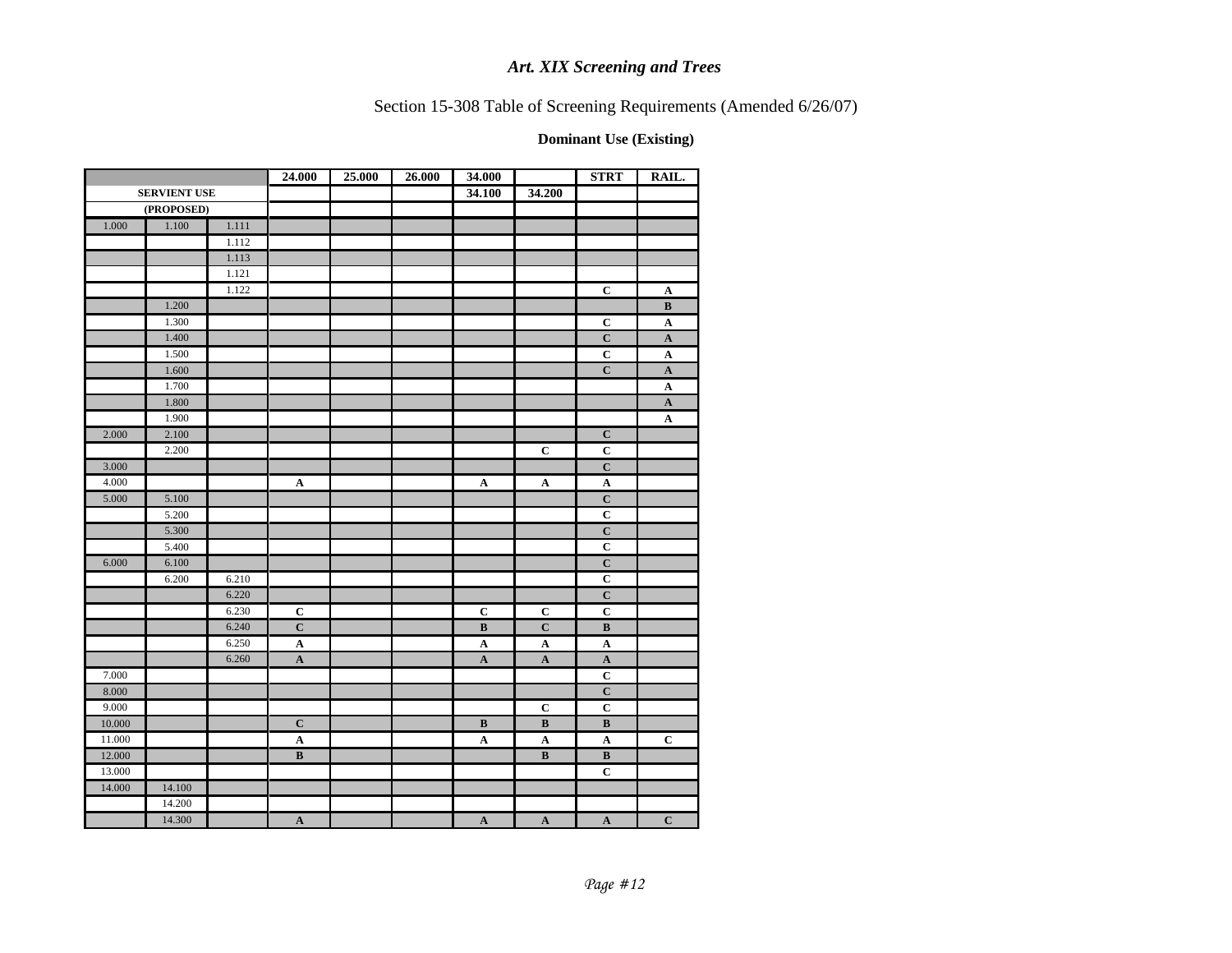# *Art. XIX Screening and Trees*

Section 15-308 Table of Screening Requirements (Amended 6/26/07)

**Dominant Use (Existing)**

| | | | 24.000 | 25.000 | 26.000 | 34.000 | | STRT | RAIL. |
|---|---|---|---|---|---|---|---|---|---|
| **SERVIENT USE** | | | | | | 34.100 | 34.200 | | |
| **(PROPOSED)** | | | | | | | | | |
| 1.000 | 1.100 | 1.111 | | | | | | | |
| | | 1.112 | | | | | | | |
| | | 1.113 | | | | | | | |
| | | 1.121 | | | | | | | |
| | | 1.122 | | | | | | C | A |
| | 1.200 | | | | | | | | B |
| | 1.300 | | | | | | | C | A |
| | 1.400 | | | | | | | C | A |
| | 1.500 | | | | | | | C | A |
| | 1.600 | | | | | | | C | A |
| | 1.700 | | | | | | | | A |
| | 1.800 | | | | | | | | A |
| | 1.900 | | | | | | | | A |
| 2.000 | 2.100 | | | | | | | C | |
| | 2.200 | | | | | | C | C | |
| 3.000 | | | | | | | | C | |
| 4.000 | | | A | | | A | A | A | |
| 5.000 | 5.100 | | | | | | | C | |
| | 5.200 | | | | | | | C | |
| | 5.300 | | | | | | | C | |
| | 5.400 | | | | | | | C | |
| 6.000 | 6.100 | | | | | | | C | |
| | 6.200 | 6.210 | | | | | | C | |
| | | 6.220 | | | | | | C | |
| | | 6.230 | C | | | C | C | C | |
| | | 6.240 | C | | | B | C | B | |
| | | 6.250 | A | | | A | A | A | |
| | | 6.260 | A | | | A | A | A | |
| 7.000 | | | | | | | | C | |
| 8.000 | | | | | | | | C | |
| 9.000 | | | | | | | C | C | |
| 10.000 | | | C | | | B | B | B | |
| 11.000 | | | A | | | A | A | A | C |
| 12.000 | | | B | | | | B | B | |
| 13.000 | | | | | | | | C | |
| 14.000 | 14.100 | | | | | | | | |
| | 14.200 | | | | | | | | |
| | 14.300 | | A | | | A | A | A | C |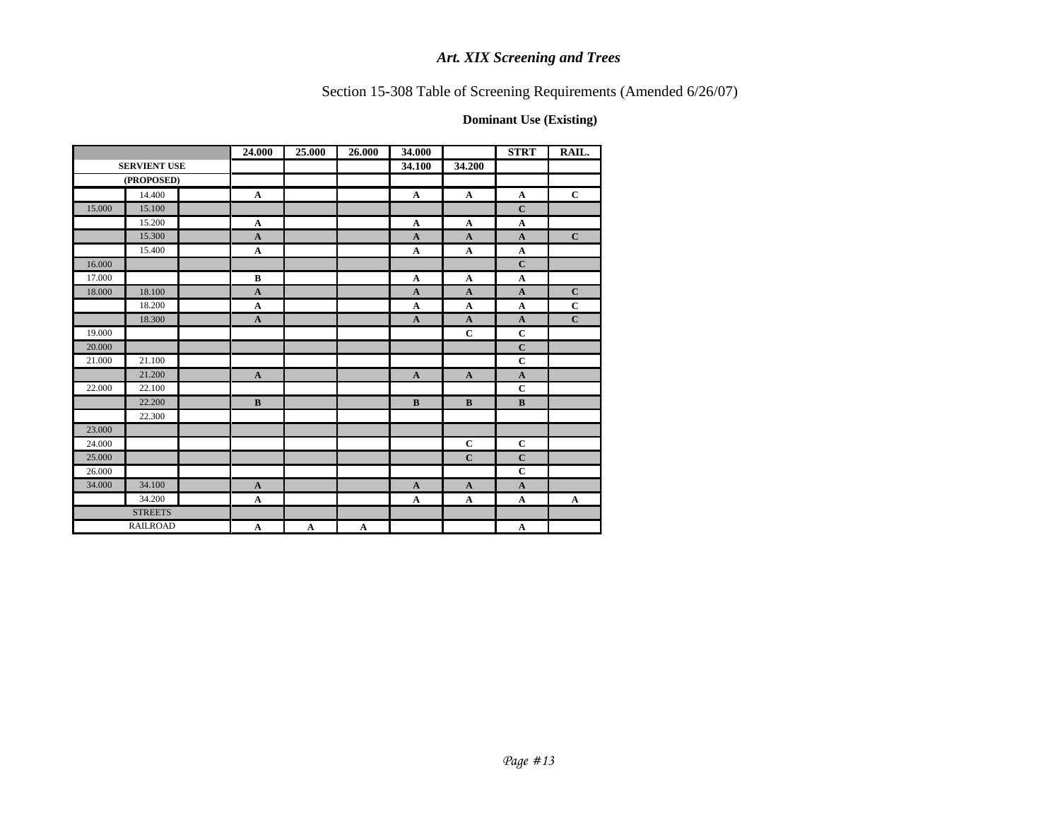# *Art. XIX Screening and Trees*

## Section 15-308 Table of Screening Requirements (Amended 6/26/07)

**Dominant Use (Existing)**

| | | | 24.000 | 25.000 | 26.000 | 34.000 | | STRT | RAIL. |
|---|---|---|---|---|---|---|---|---|---|
| **SERVIENT USE** | | | | | | 34.100 | 34.200 | | |
| **(PROPOSED)** | | | | | | | | | |
| | 14.400 | | A | | | A | A | A | C |
| 15.000 | 15.100 | | | | | | | C | |
| | 15.200 | | A | | | A | A | A | |
| | 15.300 | | A | | | A | A | A | C |
| | 15.400 | | A | | | A | A | A | |
| 16.000 | | | | | | | | C | |
| 17.000 | | | B | | | A | A | A | |
| 18.000 | 18.100 | | A | | | A | A | A | C |
| | 18.200 | | A | | | A | A | A | C |
| | 18.300 | | A | | | A | A | A | C |
| 19.000 | | | | | | | C | C | |
| 20.000 | | | | | | | | C | |
| 21.000 | 21.100 | | | | | | | C | |
| | 21.200 | | A | | | A | A | A | |
| 22.000 | 22.100 | | | | | | | C | |
| | 22.200 | | B | | | B | B | B | |
| | 22.300 | | | | | | | | |
| 23.000 | | | | | | | | | |
| 24.000 | | | | | | | C | C | |
| 25.000 | | | | | | | C | C | |
| 26.000 | | | | | | | | C | |
| 34.000 | 34.100 | | A | | | A | A | A | |
| | 34.200 | | A | | | A | A | A | A |
| STREETS | | | | | | | | | |
| RAILROAD | | | A | A | A | | | A | |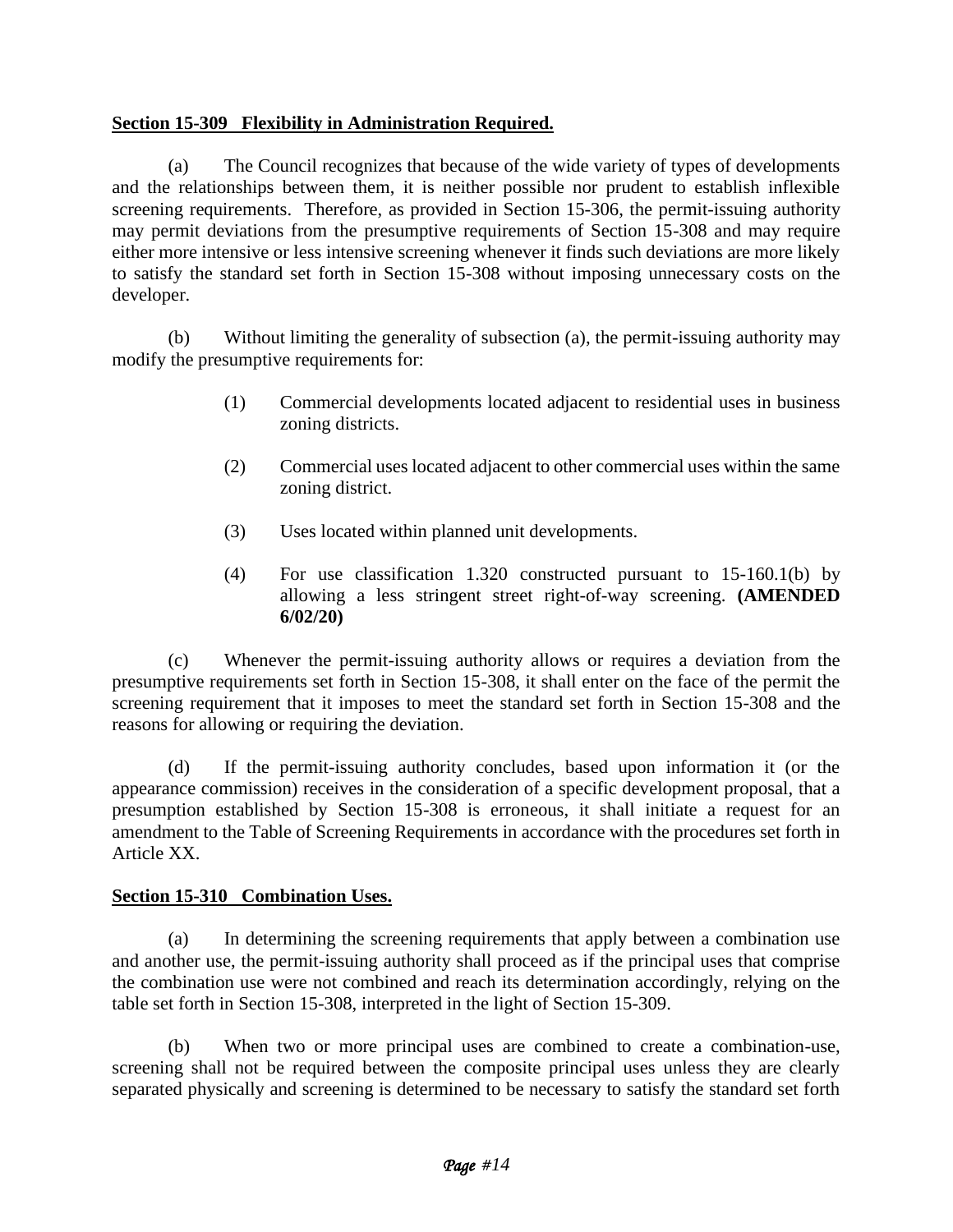**Section 15-309 Flexibility in Administration Required.**

(a) The Council recognizes that because of the wide variety of types of developments and the relationships between them, it is neither possible nor prudent to establish inflexible screening requirements. Therefore, as provided in Section 15-306, the permit-issuing authority may permit deviations from the presumptive requirements of Section 15-308 and may require either more intensive or less intensive screening whenever it finds such deviations are more likely to satisfy the standard set forth in Section 15-308 without imposing unnecessary costs on the developer.

(b) Without limiting the generality of subsection (a), the permit-issuing authority may modify the presumptive requirements for:

(1) Commercial developments located adjacent to residential uses in business zoning districts.

(2) Commercial uses located adjacent to other commercial uses within the same zoning district.

(3) Uses located within planned unit developments.

(4) For use classification 1.320 constructed pursuant to 15-160.1(b) by allowing a less stringent street right-of-way screening. **(AMENDED 6/02/20)**

(c) Whenever the permit-issuing authority allows or requires a deviation from the presumptive requirements set forth in Section 15-308, it shall enter on the face of the permit the screening requirement that it imposes to meet the standard set forth in Section 15-308 and the reasons for allowing or requiring the deviation.

(d) If the permit-issuing authority concludes, based upon information it (or the appearance commission) receives in the consideration of a specific development proposal, that a presumption established by Section 15-308 is erroneous, it shall initiate a request for an amendment to the Table of Screening Requirements in accordance with the procedures set forth in Article XX.

**Section 15-310 Combination Uses.**

(a) In determining the screening requirements that apply between a combination use and another use, the permit-issuing authority shall proceed as if the principal uses that comprise the combination use were not combined and reach its determination accordingly, relying on the table set forth in Section 15-308, interpreted in the light of Section 15-309.

(b) When two or more principal uses are combined to create a combination-use, screening shall not be required between the composite principal uses unless they are clearly separated physically and screening is determined to be necessary to satisfy the standard set forth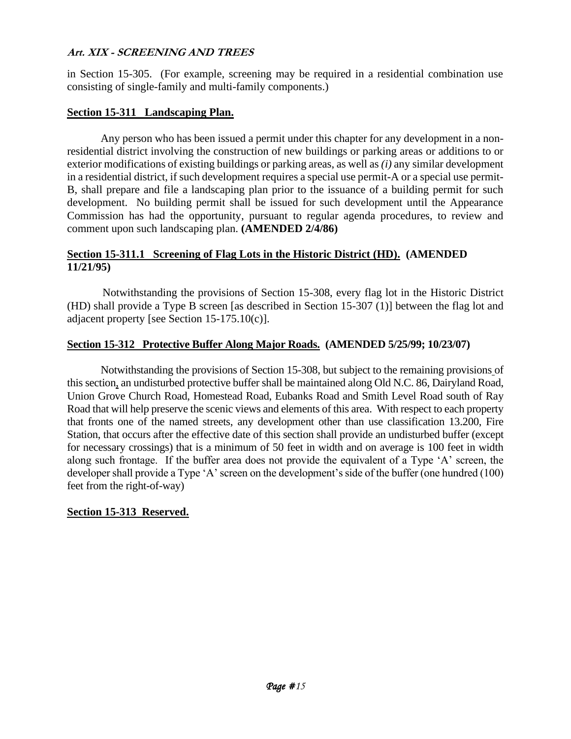in Section 15-305. (For example, screening may be required in a residential combination use consisting of single-family and multi-family components.)

## Section 15-311 Landscaping Plan.

Any person who has been issued a permit under this chapter for any development in a non-residential district involving the construction of new buildings or parking areas or additions to or exterior modifications of existing buildings or parking areas, as well as *(i)* any similar development in a residential district, if such development requires a special use permit-A or a special use permit-B, shall prepare and file a landscaping plan prior to the issuance of a building permit for such development. No building permit shall be issued for such development until the Appearance Commission has had the opportunity, pursuant to regular agenda procedures, to review and comment upon such landscaping plan. **(AMENDED 2/4/86)**

## Section 15-311.1 Screening of Flag Lots in the Historic District (HD). (AMENDED 11/21/95)

Notwithstanding the provisions of Section 15-308, every flag lot in the Historic District (HD) shall provide a Type B screen [as described in Section 15-307 (1)] between the flag lot and adjacent property [see Section 15-175.10(c)].

## Section 15-312 Protective Buffer Along Major Roads. (AMENDED 5/25/99; 10/23/07)

Notwithstanding the provisions of Section 15-308, but subject to the remaining provisions of this section, an undisturbed protective buffer shall be maintained along Old N.C. 86, Dairyland Road, Union Grove Church Road, Homestead Road, Eubanks Road and Smith Level Road south of Ray Road that will help preserve the scenic views and elements of this area. With respect to each property that fronts one of the named streets, any development other than use classification 13.200, Fire Station, that occurs after the effective date of this section shall provide an undisturbed buffer (except for necessary crossings) that is a minimum of 50 feet in width and on average is 100 feet in width along such frontage. If the buffer area does not provide the equivalent of a Type 'A' screen, the developer shall provide a Type 'A' screen on the development's side of the buffer (one hundred (100) feet from the right-of-way)

## Section 15-313 Reserved.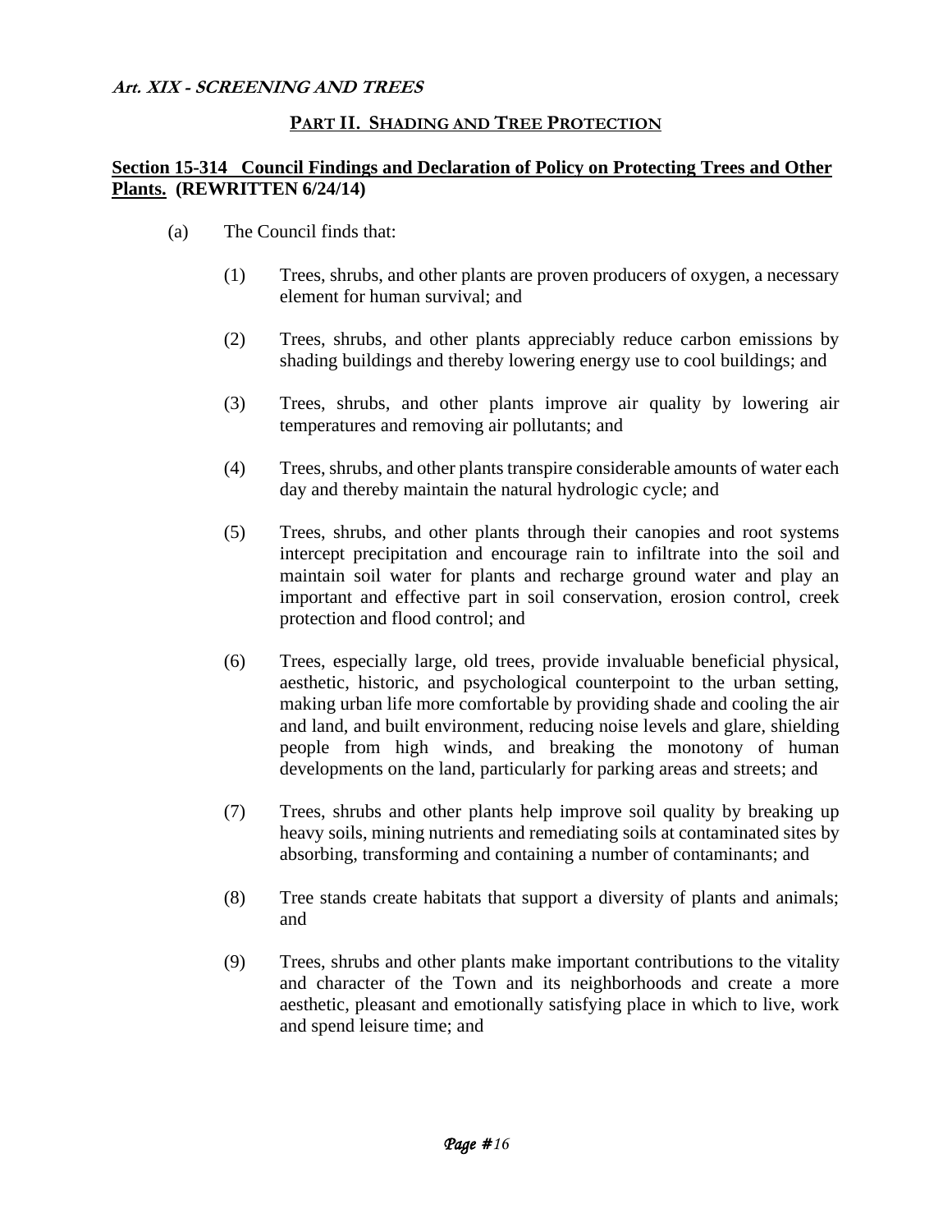***Art. XIX - SCREENING AND TREES***

## PART II. SHADING AND TREE PROTECTION

### Section 15-314 Council Findings and Declaration of Policy on Protecting Trees and Other Plants. (REWRITTEN 6/24/14)

(a) The Council finds that:

(1) Trees, shrubs, and other plants are proven producers of oxygen, a necessary element for human survival; and

(2) Trees, shrubs, and other plants appreciably reduce carbon emissions by shading buildings and thereby lowering energy use to cool buildings; and

(3) Trees, shrubs, and other plants improve air quality by lowering air temperatures and removing air pollutants; and

(4) Trees, shrubs, and other plants transpire considerable amounts of water each day and thereby maintain the natural hydrologic cycle; and

(5) Trees, shrubs, and other plants through their canopies and root systems intercept precipitation and encourage rain to infiltrate into the soil and maintain soil water for plants and recharge ground water and play an important and effective part in soil conservation, erosion control, creek protection and flood control; and

(6) Trees, especially large, old trees, provide invaluable beneficial physical, aesthetic, historic, and psychological counterpoint to the urban setting, making urban life more comfortable by providing shade and cooling the air and land, and built environment, reducing noise levels and glare, shielding people from high winds, and breaking the monotony of human developments on the land, particularly for parking areas and streets; and

(7) Trees, shrubs and other plants help improve soil quality by breaking up heavy soils, mining nutrients and remediating soils at contaminated sites by absorbing, transforming and containing a number of contaminants; and

(8) Tree stands create habitats that support a diversity of plants and animals; and

(9) Trees, shrubs and other plants make important contributions to the vitality and character of the Town and its neighborhoods and create a more aesthetic, pleasant and emotionally satisfying place in which to live, work and spend leisure time; and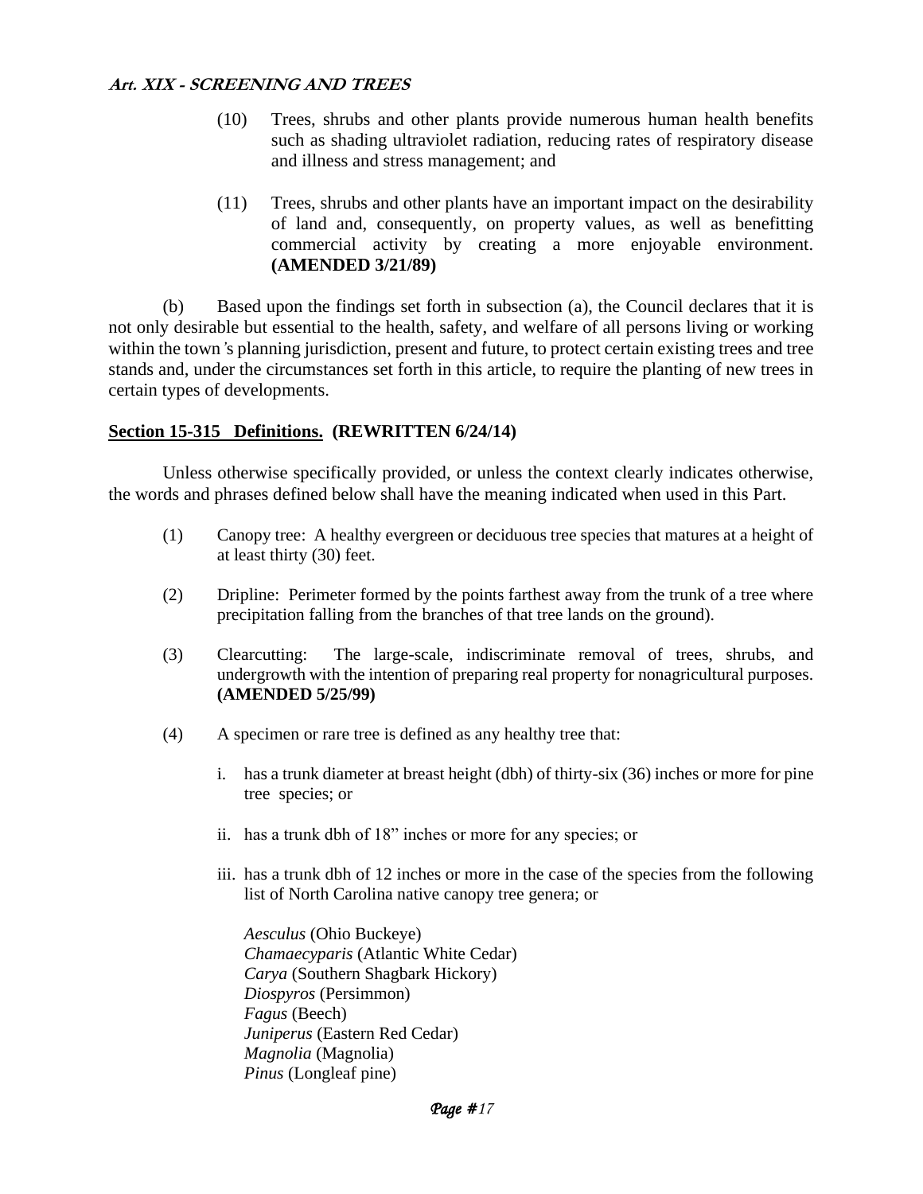(10) Trees, shrubs and other plants provide numerous human health benefits such as shading ultraviolet radiation, reducing rates of respiratory disease and illness and stress management; and

(11) Trees, shrubs and other plants have an important impact on the desirability of land and, consequently, on property values, as well as benefitting commercial activity by creating a more enjoyable environment. **(AMENDED 3/21/89)**

(b) Based upon the findings set forth in subsection (a), the Council declares that it is not only desirable but essential to the health, safety, and welfare of all persons living or working within the town's planning jurisdiction, present and future, to protect certain existing trees and tree stands and, under the circumstances set forth in this article, to require the planting of new trees in certain types of developments.

**Section 15-315 Definitions. (REWRITTEN 6/24/14)**

Unless otherwise specifically provided, or unless the context clearly indicates otherwise, the words and phrases defined below shall have the meaning indicated when used in this Part.

(1) Canopy tree: A healthy evergreen or deciduous tree species that matures at a height of at least thirty (30) feet.

(2) Dripline: Perimeter formed by the points farthest away from the trunk of a tree where precipitation falling from the branches of that tree lands on the ground).

(3) Clearcutting: The large-scale, indiscriminate removal of trees, shrubs, and undergrowth with the intention of preparing real property for nonagricultural purposes. **(AMENDED 5/25/99)**

(4) A specimen or rare tree is defined as any healthy tree that:

i. has a trunk diameter at breast height (dbh) of thirty-six (36) inches or more for pine tree species; or

ii. has a trunk dbh of 18" inches or more for any species; or

iii. has a trunk dbh of 12 inches or more in the case of the species from the following list of North Carolina native canopy tree genera; or

*Aesculus* (Ohio Buckeye)
*Chamaecyparis* (Atlantic White Cedar)
*Carya* (Southern Shagbark Hickory)
*Diospyros* (Persimmon)
*Fagus* (Beech)
*Juniperus* (Eastern Red Cedar)
*Magnolia* (Magnolia)
*Pinus* (Longleaf pine)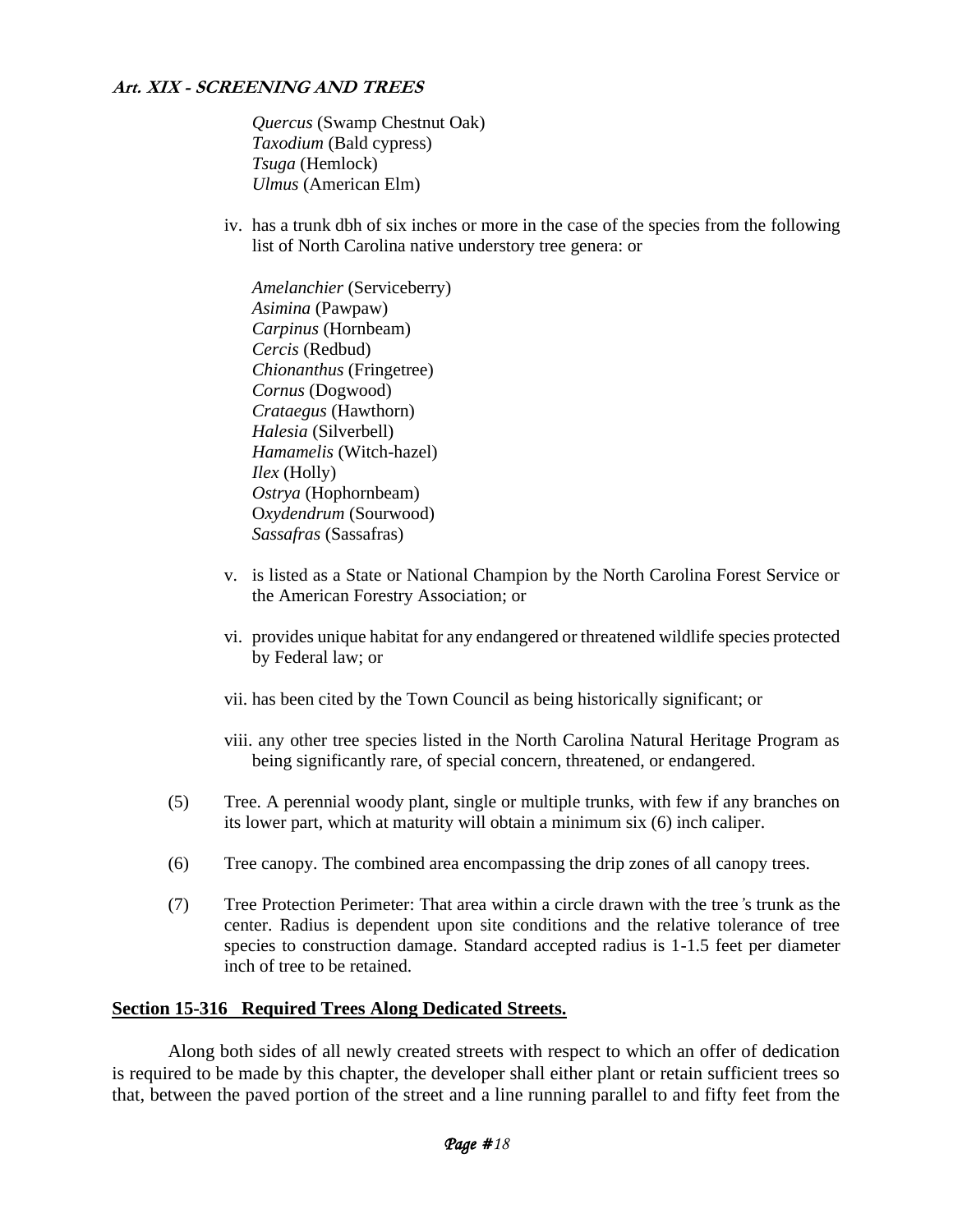*Quercus* (Swamp Chestnut Oak)
*Taxodium* (Bald cypress)
*Tsuga* (Hemlock)
*Ulmus* (American Elm)

iv. has a trunk dbh of six inches or more in the case of the species from the following list of North Carolina native understory tree genera: or

*Amelanchier* (Serviceberry)
*Asimina* (Pawpaw)
*Carpinus* (Hornbeam)
*Cercis* (Redbud)
*Chionanthus* (Fringetree)
*Cornus* (Dogwood)
*Crataegus* (Hawthorn)
*Halesia* (Silverbell)
*Hamamelis* (Witch-hazel)
*Ilex* (Holly)
*Ostrya* (Hophornbeam)
O*xydendrum* (Sourwood)
*Sassafras* (Sassafras)

v. is listed as a State or National Champion by the North Carolina Forest Service or the American Forestry Association; or

vi. provides unique habitat for any endangered or threatened wildlife species protected by Federal law; or

vii. has been cited by the Town Council as being historically significant; or

viii. any other tree species listed in the North Carolina Natural Heritage Program as being significantly rare, of special concern, threatened, or endangered.

(5) Tree. A perennial woody plant, single or multiple trunks, with few if any branches on its lower part, which at maturity will obtain a minimum six (6) inch caliper.

(6) Tree canopy. The combined area encompassing the drip zones of all canopy trees.

(7) Tree Protection Perimeter: That area within a circle drawn with the tree's trunk as the center. Radius is dependent upon site conditions and the relative tolerance of tree species to construction damage. Standard accepted radius is 1-1.5 feet per diameter inch of tree to be retained.

**Section 15-316 Required Trees Along Dedicated Streets.**

Along both sides of all newly created streets with respect to which an offer of dedication is required to be made by this chapter, the developer shall either plant or retain sufficient trees so that, between the paved portion of the street and a line running parallel to and fifty feet from the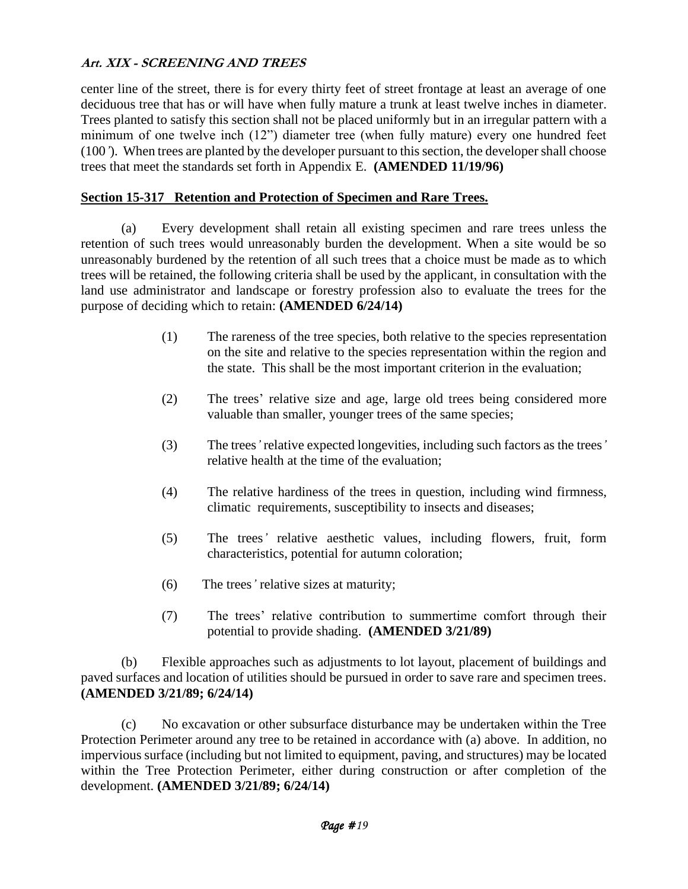center line of the street, there is for every thirty feet of street frontage at least an average of one deciduous tree that has or will have when fully mature a trunk at least twelve inches in diameter. Trees planted to satisfy this section shall not be placed uniformly but in an irregular pattern with a minimum of one twelve inch (12") diameter tree (when fully mature) every one hundred feet (100'). When trees are planted by the developer pursuant to this section, the developer shall choose trees that meet the standards set forth in Appendix E. **(AMENDED 11/19/96)**

**Section 15-317 Retention and Protection of Specimen and Rare Trees.**

(a) Every development shall retain all existing specimen and rare trees unless the retention of such trees would unreasonably burden the development. When a site would be so unreasonably burdened by the retention of all such trees that a choice must be made as to which trees will be retained, the following criteria shall be used by the applicant, in consultation with the land use administrator and landscape or forestry profession also to evaluate the trees for the purpose of deciding which to retain: **(AMENDED 6/24/14)**

(1) The rareness of the tree species, both relative to the species representation on the site and relative to the species representation within the region and the state. This shall be the most important criterion in the evaluation;

(2) The trees' relative size and age, large old trees being considered more valuable than smaller, younger trees of the same species;

(3) The trees' relative expected longevities, including such factors as the trees' relative health at the time of the evaluation;

(4) The relative hardiness of the trees in question, including wind firmness, climatic requirements, susceptibility to insects and diseases;

(5) The trees' relative aesthetic values, including flowers, fruit, form characteristics, potential for autumn coloration;

(6) The trees' relative sizes at maturity;

(7) The trees' relative contribution to summertime comfort through their potential to provide shading. **(AMENDED 3/21/89)**

(b) Flexible approaches such as adjustments to lot layout, placement of buildings and paved surfaces and location of utilities should be pursued in order to save rare and specimen trees. **(AMENDED 3/21/89; 6/24/14)**

(c) No excavation or other subsurface disturbance may be undertaken within the Tree Protection Perimeter around any tree to be retained in accordance with (a) above. In addition, no impervious surface (including but not limited to equipment, paving, and structures) may be located within the Tree Protection Perimeter, either during construction or after completion of the development. **(AMENDED 3/21/89; 6/24/14)**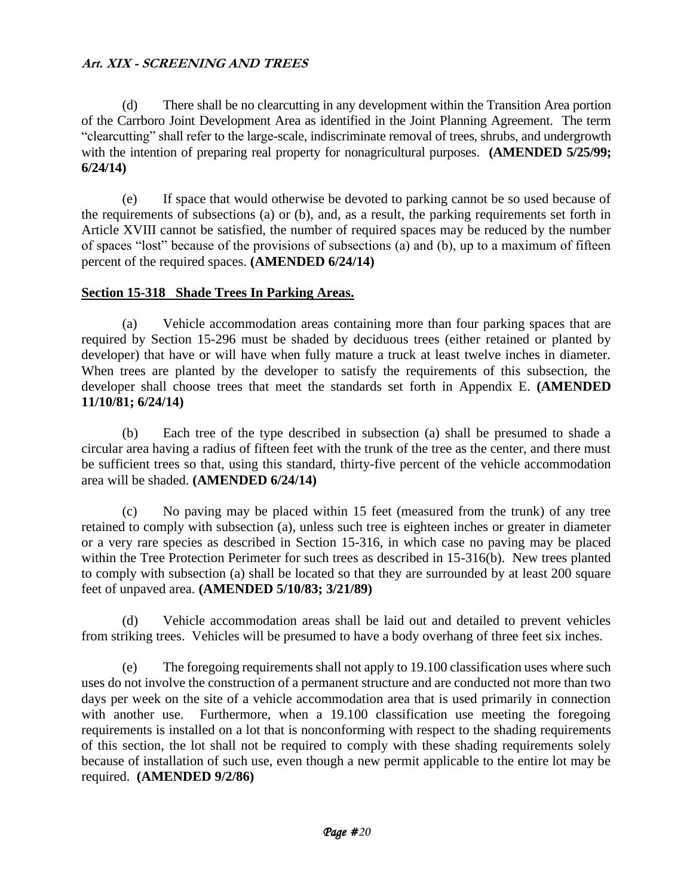(d) There shall be no clearcutting in any development within the Transition Area portion of the Carrboro Joint Development Area as identified in the Joint Planning Agreement. The term "clearcutting" shall refer to the large-scale, indiscriminate removal of trees, shrubs, and undergrowth with the intention of preparing real property for nonagricultural purposes. **(AMENDED 5/25/99; 6/24/14)**

(e) If space that would otherwise be devoted to parking cannot be so used because of the requirements of subsections (a) or (b), and, as a result, the parking requirements set forth in Article XVIII cannot be satisfied, the number of required spaces may be reduced by the number of spaces "lost" because of the provisions of subsections (a) and (b), up to a maximum of fifteen percent of the required spaces. **(AMENDED 6/24/14)**

## Section 15-318 Shade Trees In Parking Areas.

(a) Vehicle accommodation areas containing more than four parking spaces that are required by Section 15-296 must be shaded by deciduous trees (either retained or planted by developer) that have or will have when fully mature a truck at least twelve inches in diameter. When trees are planted by the developer to satisfy the requirements of this subsection, the developer shall choose trees that meet the standards set forth in Appendix E. **(AMENDED 11/10/81; 6/24/14)**

(b) Each tree of the type described in subsection (a) shall be presumed to shade a circular area having a radius of fifteen feet with the trunk of the tree as the center, and there must be sufficient trees so that, using this standard, thirty-five percent of the vehicle accommodation area will be shaded. **(AMENDED 6/24/14)**

(c) No paving may be placed within 15 feet (measured from the trunk) of any tree retained to comply with subsection (a), unless such tree is eighteen inches or greater in diameter or a very rare species as described in Section 15-316, in which case no paving may be placed within the Tree Protection Perimeter for such trees as described in 15-316(b). New trees planted to comply with subsection (a) shall be located so that they are surrounded by at least 200 square feet of unpaved area. **(AMENDED 5/10/83; 3/21/89)**

(d) Vehicle accommodation areas shall be laid out and detailed to prevent vehicles from striking trees. Vehicles will be presumed to have a body overhang of three feet six inches.

(e) The foregoing requirements shall not apply to 19.100 classification uses where such uses do not involve the construction of a permanent structure and are conducted not more than two days per week on the site of a vehicle accommodation area that is used primarily in connection with another use. Furthermore, when a 19.100 classification use meeting the foregoing requirements is installed on a lot that is nonconforming with respect to the shading requirements of this section, the lot shall not be required to comply with these shading requirements solely because of installation of such use, even though a new permit applicable to the entire lot may be required. **(AMENDED 9/2/86)**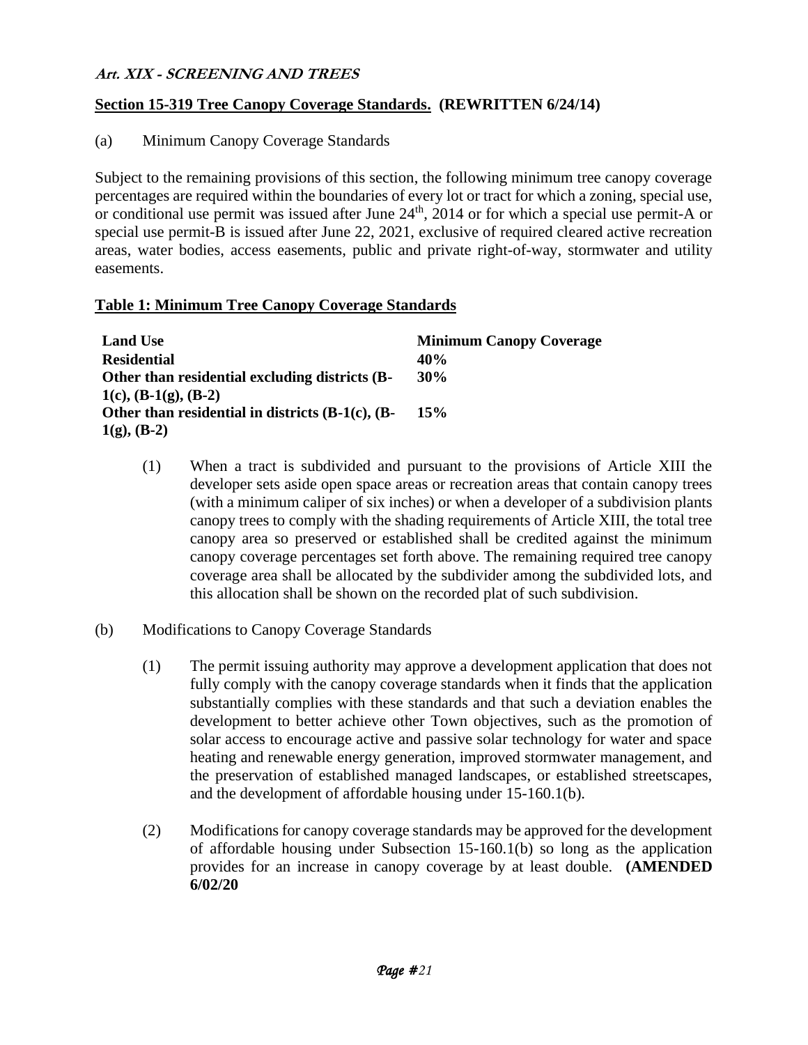***Art. XIX - SCREENING AND TREES***

## Section 15-319 Tree Canopy Coverage Standards. (REWRITTEN 6/24/14)

(a) Minimum Canopy Coverage Standards

Subject to the remaining provisions of this section, the following minimum tree canopy coverage percentages are required within the boundaries of every lot or tract for which a zoning, special use, or conditional use permit was issued after June 24th, 2014 or for which a special use permit-A or special use permit-B is issued after June 22, 2021, exclusive of required cleared active recreation areas, water bodies, access easements, public and private right-of-way, stormwater and utility easements.

**Table 1: Minimum Tree Canopy Coverage Standards**

| Land Use | Minimum Canopy Coverage |
|---|---|
| **Residential** | **40%** |
| **Other than residential excluding districts (B-1(c), (B-1(g), (B-2)** | **30%** |
| **Other than residential in districts (B-1(c), (B-1(g), (B-2)** | **15%** |

(1) When a tract is subdivided and pursuant to the provisions of Article XIII the developer sets aside open space areas or recreation areas that contain canopy trees (with a minimum caliper of six inches) or when a developer of a subdivision plants canopy trees to comply with the shading requirements of Article XIII, the total tree canopy area so preserved or established shall be credited against the minimum canopy coverage percentages set forth above. The remaining required tree canopy coverage area shall be allocated by the subdivider among the subdivided lots, and this allocation shall be shown on the recorded plat of such subdivision.

(b) Modifications to Canopy Coverage Standards

(1) The permit issuing authority may approve a development application that does not fully comply with the canopy coverage standards when it finds that the application substantially complies with these standards and that such a deviation enables the development to better achieve other Town objectives, such as the promotion of solar access to encourage active and passive solar technology for water and space heating and renewable energy generation, improved stormwater management, and the preservation of established managed landscapes, or established streetscapes, and the development of affordable housing under 15-160.1(b).

(2) Modifications for canopy coverage standards may be approved for the development of affordable housing under Subsection 15-160.1(b) so long as the application provides for an increase in canopy coverage by at least double. **(AMENDED 6/02/20**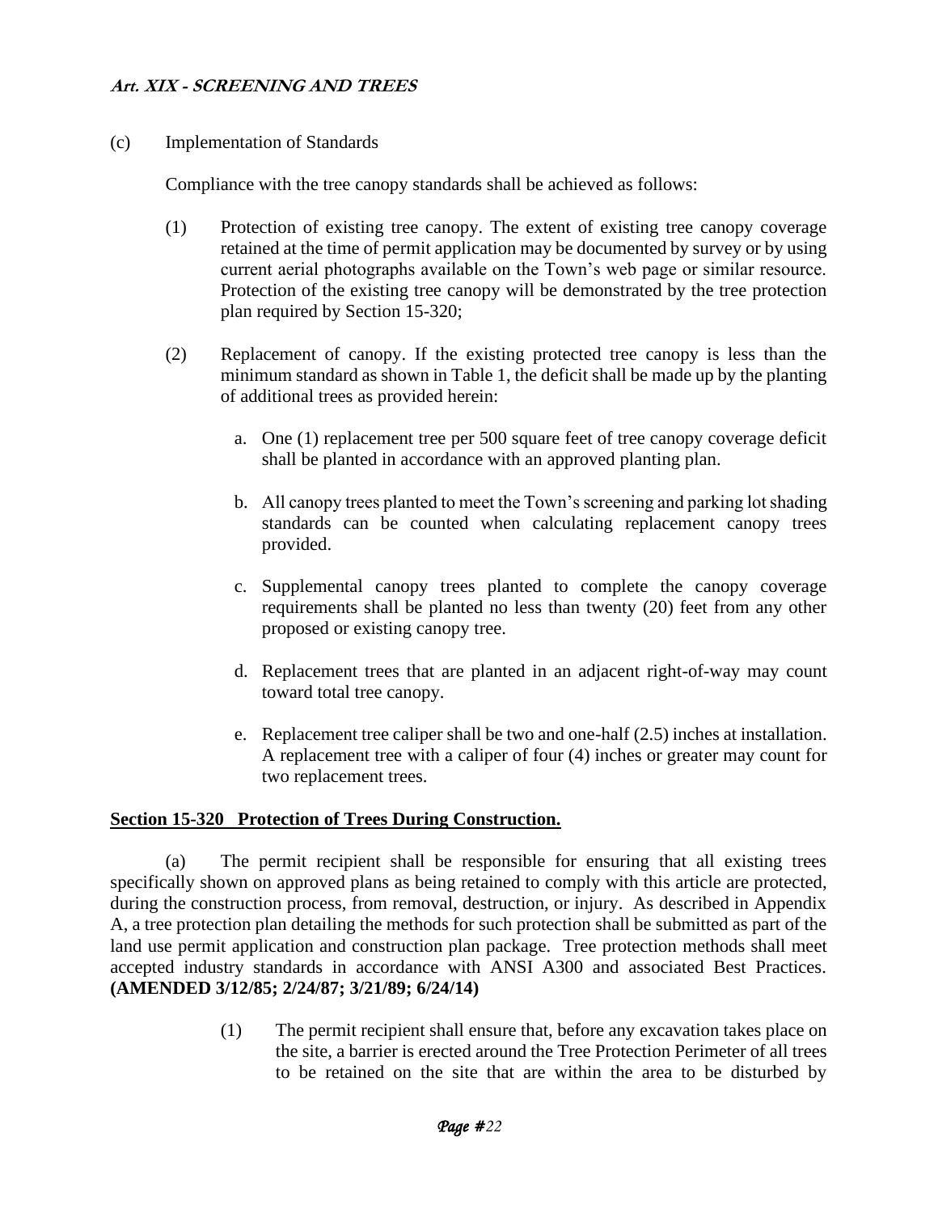(c) Implementation of Standards

Compliance with the tree canopy standards shall be achieved as follows:

(1) Protection of existing tree canopy. The extent of existing tree canopy coverage retained at the time of permit application may be documented by survey or by using current aerial photographs available on the Town's web page or similar resource. Protection of the existing tree canopy will be demonstrated by the tree protection plan required by Section 15-320;

(2) Replacement of canopy. If the existing protected tree canopy is less than the minimum standard as shown in Table 1, the deficit shall be made up by the planting of additional trees as provided herein:

a. One (1) replacement tree per 500 square feet of tree canopy coverage deficit shall be planted in accordance with an approved planting plan.

b. All canopy trees planted to meet the Town's screening and parking lot shading standards can be counted when calculating replacement canopy trees provided.

c. Supplemental canopy trees planted to complete the canopy coverage requirements shall be planted no less than twenty (20) feet from any other proposed or existing canopy tree.

d. Replacement trees that are planted in an adjacent right-of-way may count toward total tree canopy.

e. Replacement tree caliper shall be two and one-half (2.5) inches at installation. A replacement tree with a caliper of four (4) inches or greater may count for two replacement trees.

## Section 15-320 Protection of Trees During Construction.

(a) The permit recipient shall be responsible for ensuring that all existing trees specifically shown on approved plans as being retained to comply with this article are protected, during the construction process, from removal, destruction, or injury. As described in Appendix A, a tree protection plan detailing the methods for such protection shall be submitted as part of the land use permit application and construction plan package. Tree protection methods shall meet accepted industry standards in accordance with ANSI A300 and associated Best Practices. **(AMENDED 3/12/85; 2/24/87; 3/21/89; 6/24/14)**

(1) The permit recipient shall ensure that, before any excavation takes place on the site, a barrier is erected around the Tree Protection Perimeter of all trees to be retained on the site that are within the area to be disturbed by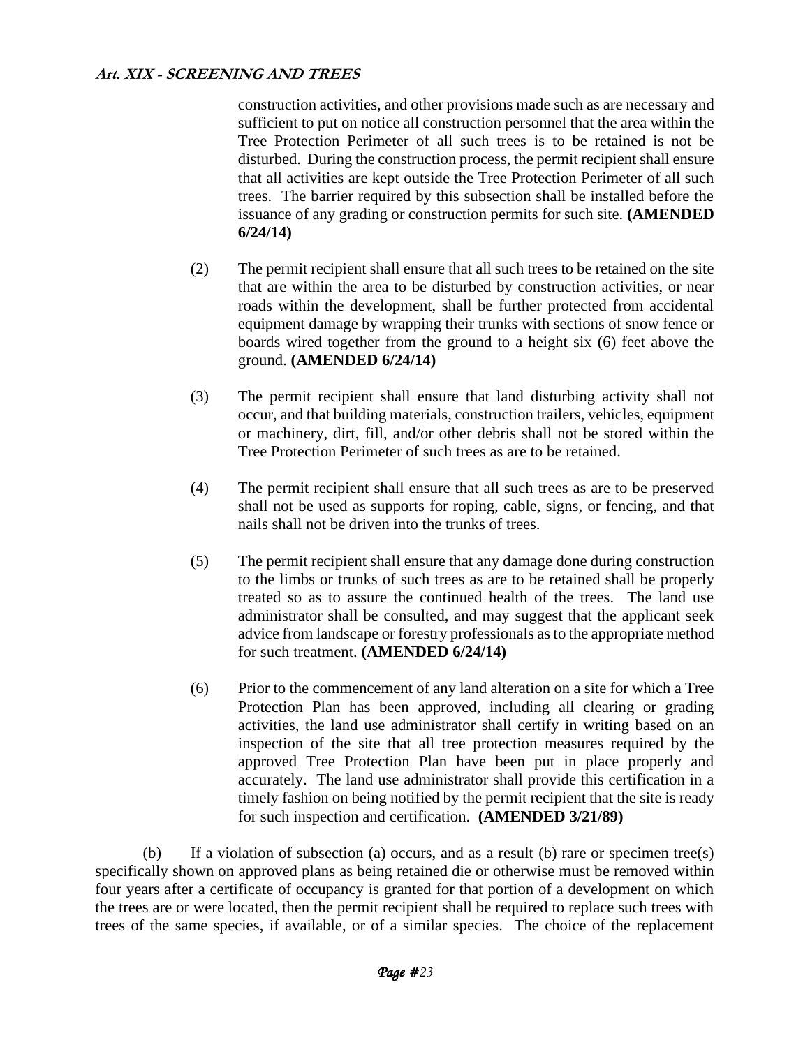construction activities, and other provisions made such as are necessary and sufficient to put on notice all construction personnel that the area within the Tree Protection Perimeter of all such trees is to be retained is not be disturbed. During the construction process, the permit recipient shall ensure that all activities are kept outside the Tree Protection Perimeter of all such trees. The barrier required by this subsection shall be installed before the issuance of any grading or construction permits for such site. **(AMENDED 6/24/14)**

(2) The permit recipient shall ensure that all such trees to be retained on the site that are within the area to be disturbed by construction activities, or near roads within the development, shall be further protected from accidental equipment damage by wrapping their trunks with sections of snow fence or boards wired together from the ground to a height six (6) feet above the ground. **(AMENDED 6/24/14)**

(3) The permit recipient shall ensure that land disturbing activity shall not occur, and that building materials, construction trailers, vehicles, equipment or machinery, dirt, fill, and/or other debris shall not be stored within the Tree Protection Perimeter of such trees as are to be retained.

(4) The permit recipient shall ensure that all such trees as are to be preserved shall not be used as supports for roping, cable, signs, or fencing, and that nails shall not be driven into the trunks of trees.

(5) The permit recipient shall ensure that any damage done during construction to the limbs or trunks of such trees as are to be retained shall be properly treated so as to assure the continued health of the trees. The land use administrator shall be consulted, and may suggest that the applicant seek advice from landscape or forestry professionals as to the appropriate method for such treatment. **(AMENDED 6/24/14)**

(6) Prior to the commencement of any land alteration on a site for which a Tree Protection Plan has been approved, including all clearing or grading activities, the land use administrator shall certify in writing based on an inspection of the site that all tree protection measures required by the approved Tree Protection Plan have been put in place properly and accurately. The land use administrator shall provide this certification in a timely fashion on being notified by the permit recipient that the site is ready for such inspection and certification. **(AMENDED 3/21/89)**

(b) If a violation of subsection (a) occurs, and as a result (b) rare or specimen tree(s) specifically shown on approved plans as being retained die or otherwise must be removed within four years after a certificate of occupancy is granted for that portion of a development on which the trees are or were located, then the permit recipient shall be required to replace such trees with trees of the same species, if available, or of a similar species. The choice of the replacement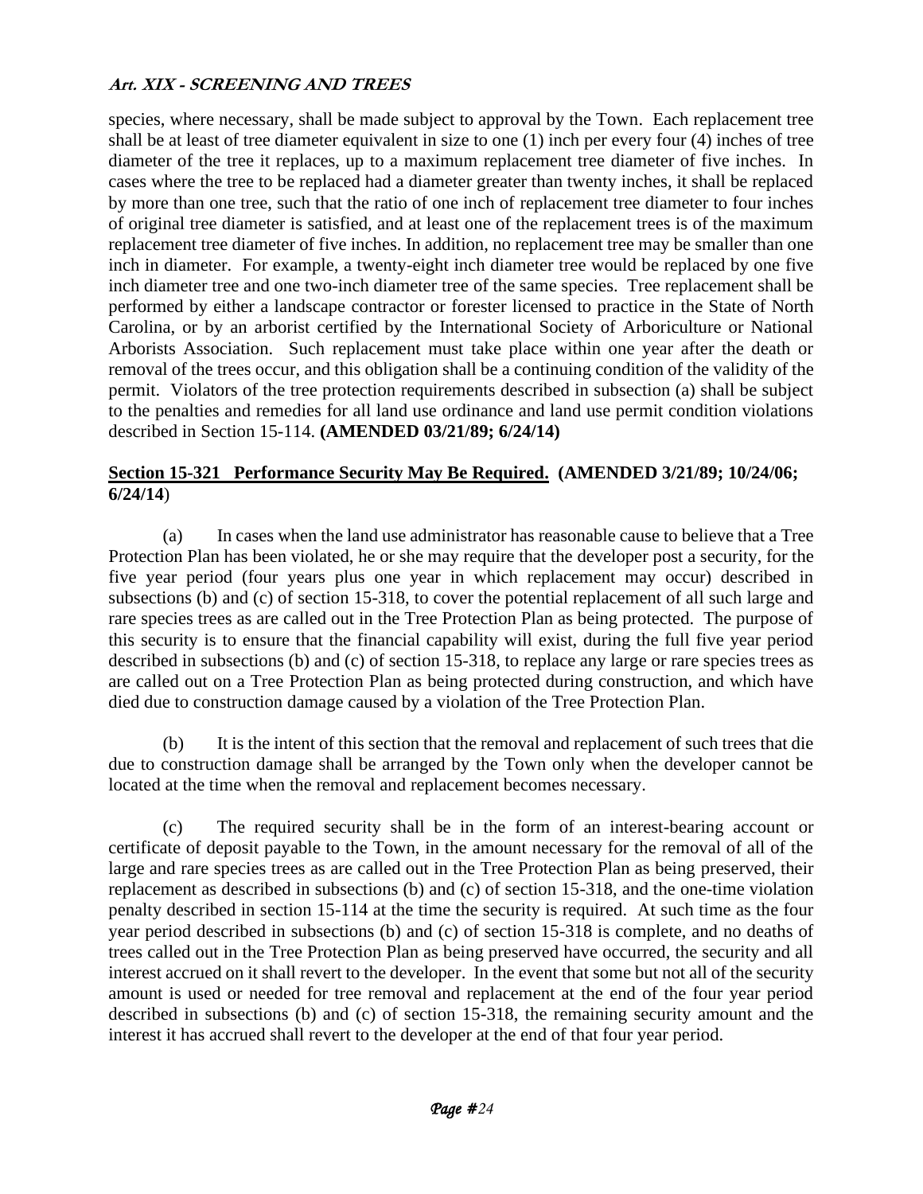species, where necessary, shall be made subject to approval by the Town. Each replacement tree shall be at least of tree diameter equivalent in size to one (1) inch per every four (4) inches of tree diameter of the tree it replaces, up to a maximum replacement tree diameter of five inches. In cases where the tree to be replaced had a diameter greater than twenty inches, it shall be replaced by more than one tree, such that the ratio of one inch of replacement tree diameter to four inches of original tree diameter is satisfied, and at least one of the replacement trees is of the maximum replacement tree diameter of five inches. In addition, no replacement tree may be smaller than one inch in diameter. For example, a twenty-eight inch diameter tree would be replaced by one five inch diameter tree and one two-inch diameter tree of the same species. Tree replacement shall be performed by either a landscape contractor or forester licensed to practice in the State of North Carolina, or by an arborist certified by the International Society of Arboriculture or National Arborists Association. Such replacement must take place within one year after the death or removal of the trees occur, and this obligation shall be a continuing condition of the validity of the permit. Violators of the tree protection requirements described in subsection (a) shall be subject to the penalties and remedies for all land use ordinance and land use permit condition violations described in Section 15-114. **(AMENDED 03/21/89; 6/24/14)**

## Section 15-321 Performance Security May Be Required. (AMENDED 3/21/89; 10/24/06; 6/24/14)

(a) In cases when the land use administrator has reasonable cause to believe that a Tree Protection Plan has been violated, he or she may require that the developer post a security, for the five year period (four years plus one year in which replacement may occur) described in subsections (b) and (c) of section 15-318, to cover the potential replacement of all such large and rare species trees as are called out in the Tree Protection Plan as being protected. The purpose of this security is to ensure that the financial capability will exist, during the full five year period described in subsections (b) and (c) of section 15-318, to replace any large or rare species trees as are called out on a Tree Protection Plan as being protected during construction, and which have died due to construction damage caused by a violation of the Tree Protection Plan.

(b) It is the intent of this section that the removal and replacement of such trees that die due to construction damage shall be arranged by the Town only when the developer cannot be located at the time when the removal and replacement becomes necessary.

(c) The required security shall be in the form of an interest-bearing account or certificate of deposit payable to the Town, in the amount necessary for the removal of all of the large and rare species trees as are called out in the Tree Protection Plan as being preserved, their replacement as described in subsections (b) and (c) of section 15-318, and the one-time violation penalty described in section 15-114 at the time the security is required. At such time as the four year period described in subsections (b) and (c) of section 15-318 is complete, and no deaths of trees called out in the Tree Protection Plan as being preserved have occurred, the security and all interest accrued on it shall revert to the developer. In the event that some but not all of the security amount is used or needed for tree removal and replacement at the end of the four year period described in subsections (b) and (c) of section 15-318, the remaining security amount and the interest it has accrued shall revert to the developer at the end of that four year period.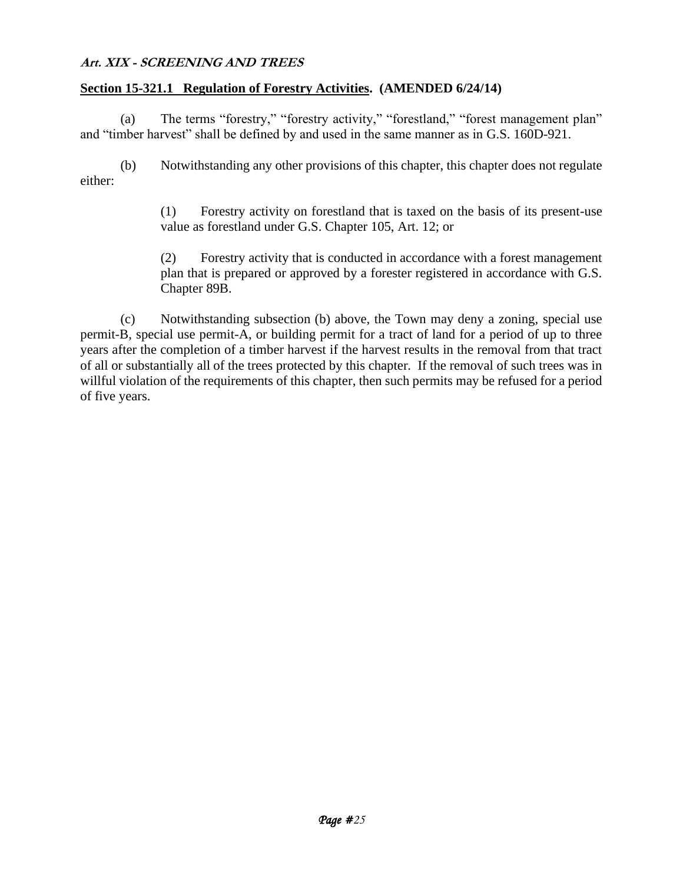***Art. XIX - SCREENING AND TREES***

**Section 15-321.1 Regulation of Forestry Activities. (AMENDED 6/24/14)**

(a) The terms “forestry,” “forestry activity,” “forestland,” “forest management plan” and “timber harvest” shall be defined by and used in the same manner as in G.S. 160D-921.

(b) Notwithstanding any other provisions of this chapter, this chapter does not regulate either:

(1) Forestry activity on forestland that is taxed on the basis of its present-use value as forestland under G.S. Chapter 105, Art. 12; or

(2) Forestry activity that is conducted in accordance with a forest management plan that is prepared or approved by a forester registered in accordance with G.S. Chapter 89B.

(c) Notwithstanding subsection (b) above, the Town may deny a zoning, special use permit-B, special use permit-A, or building permit for a tract of land for a period of up to three years after the completion of a timber harvest if the harvest results in the removal from that tract of all or substantially all of the trees protected by this chapter. If the removal of such trees was in willful violation of the requirements of this chapter, then such permits may be refused for a period of five years.